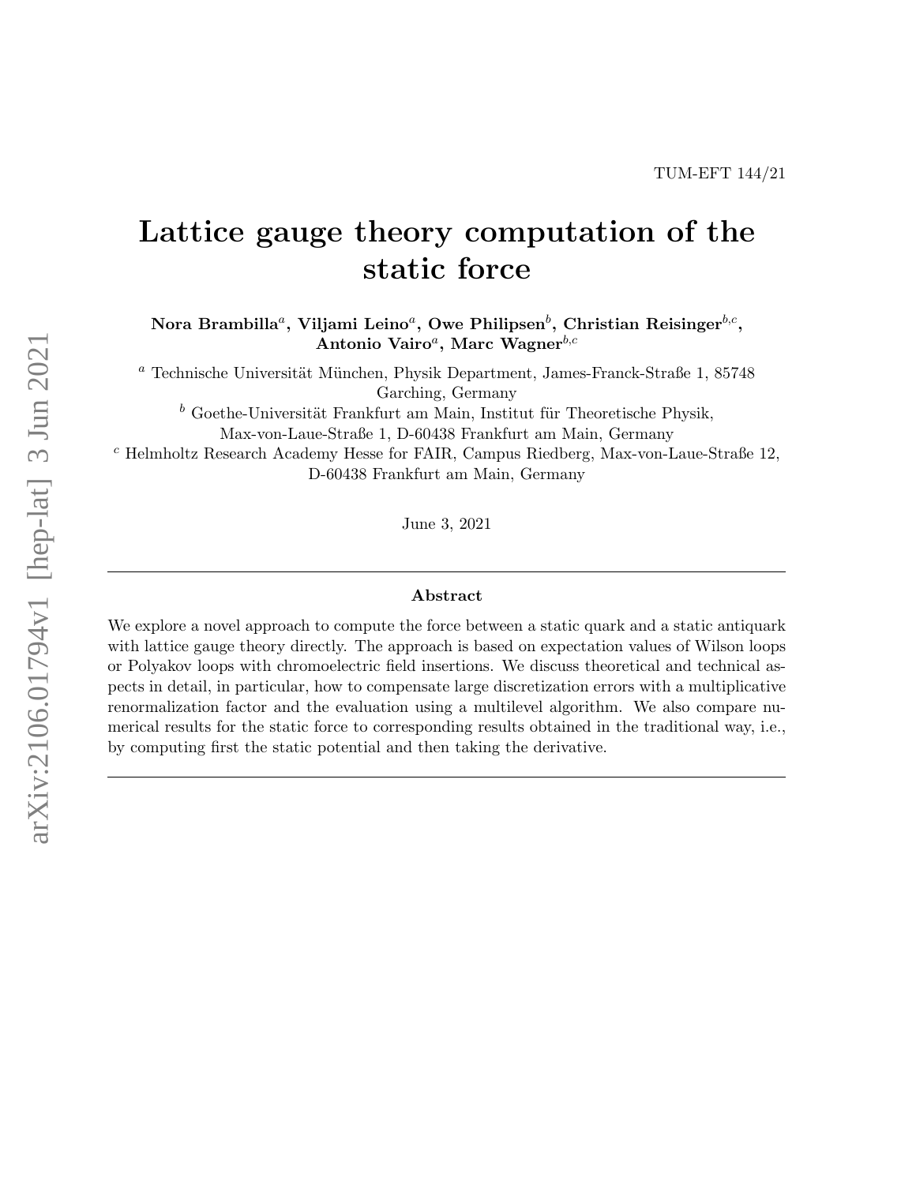TUM-EFT 144/21

# Lattice gauge theory computation of the static force

**Nora Brambilla**[a], **Viljami Leino**[a], **Owe Philipsen**[b], **Christian Reisinger**[b,c], **Antonio Vairo**[a], **Marc Wagner**[b,c]

[a] Technische Universität München, Physik Department, James-Franck-Straße 1, 85748 Garching, Germany

[b] Goethe-Universität Frankfurt am Main, Institut für Theoretische Physik, Max-von-Laue-Straße 1, D-60438 Frankfurt am Main, Germany

[c] Helmholtz Research Academy Hesse for FAIR, Campus Riedberg, Max-von-Laue-Straße 12, D-60438 Frankfurt am Main, Germany

June 3, 2021

## Abstract

We explore a novel approach to compute the force between a static quark and a static antiquark with lattice gauge theory directly. The approach is based on expectation values of Wilson loops or Polyakov loops with chromoelectric field insertions. We discuss theoretical and technical aspects in detail, in particular, how to compensate large discretization errors with a multiplicative renormalization factor and the evaluation using a multilevel algorithm. We also compare numerical results for the static force to corresponding results obtained in the traditional way, i.e., by computing first the static potential and then taking the derivative.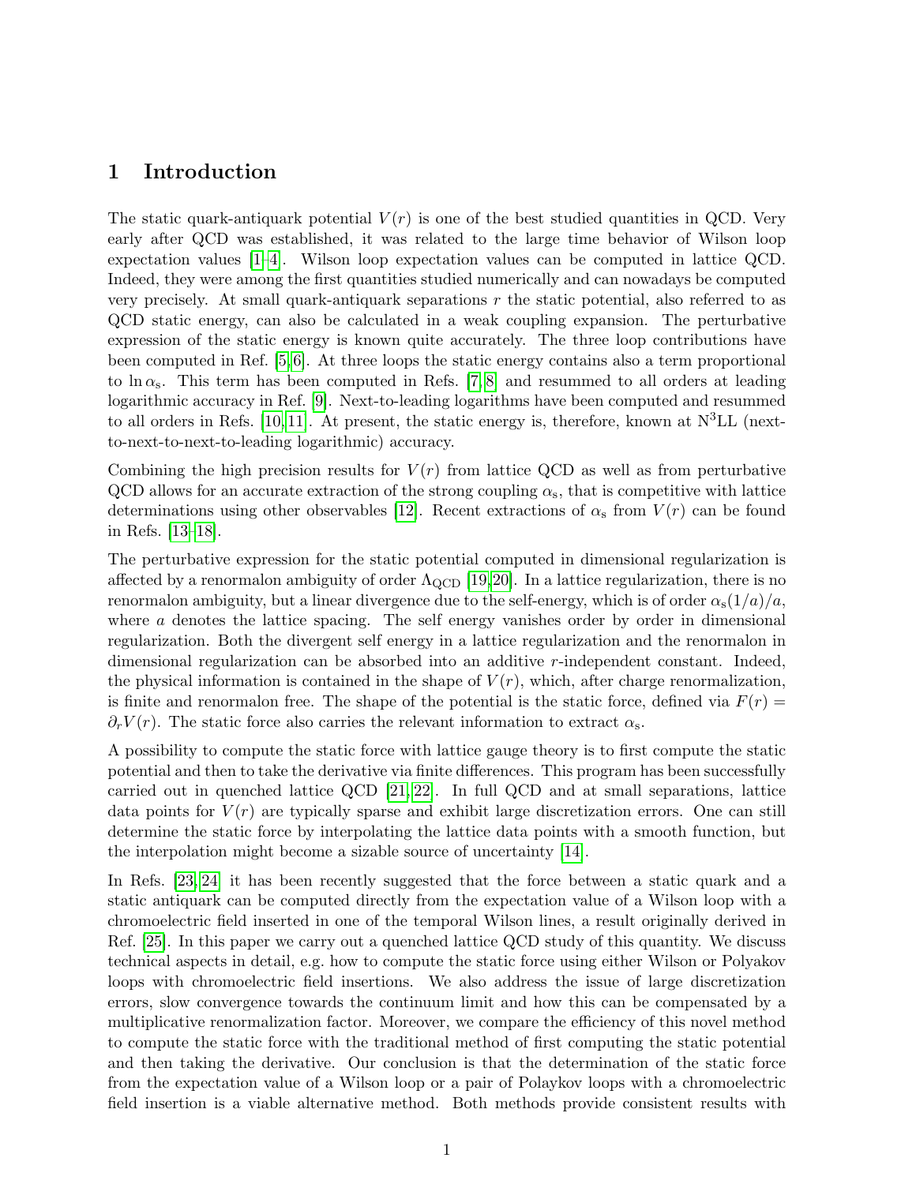## 1 Introduction

The static quark-antiquark potential $V(r)$ is one of the best studied quantities in QCD. Very early after QCD was established, it was related to the large time behavior of Wilson loop expectation values [1–4]. Wilson loop expectation values can be computed in lattice QCD. Indeed, they were among the first quantities studied numerically and can nowadays be computed very precisely. At small quark-antiquark separations $r$ the static potential, also referred to as QCD static energy, can also be calculated in a weak coupling expansion. The perturbative expression of the static energy is known quite accurately. The three loop contributions have been computed in Ref. [5,6]. At three loops the static energy contains also a term proportional to $\ln \alpha_{\mathrm{s}}$. This term has been computed in Refs. [7,8] and resummed to all orders at leading logarithmic accuracy in Ref. [9]. Next-to-leading logarithms have been computed and resummed to all orders in Refs. [10,11]. At present, the static energy is, therefore, known at N$^3$LL (next-to-next-to-next-to-leading logarithmic) accuracy.

Combining the high precision results for $V(r)$ from lattice QCD as well as from perturbative QCD allows for an accurate extraction of the strong coupling $\alpha_{\mathrm{s}}$, that is competitive with lattice determinations using other observables [12]. Recent extractions of $\alpha_{\mathrm{s}}$ from $V(r)$ can be found in Refs. [13–18].

The perturbative expression for the static potential computed in dimensional regularization is affected by a renormalon ambiguity of order $\Lambda_{\mathrm{QCD}}$ [19,20]. In a lattice regularization, there is no renormalon ambiguity, but a linear divergence due to the self-energy, which is of order $\alpha_{\mathrm{s}}(1/a)/a$, where $a$ denotes the lattice spacing. The self energy vanishes order by order in dimensional regularization. Both the divergent self energy in a lattice regularization and the renormalon in dimensional regularization can be absorbed into an additive $r$-independent constant. Indeed, the physical information is contained in the shape of $V(r)$, which, after charge renormalization, is finite and renormalon free. The shape of the potential is the static force, defined via $F(r) = \partial_r V(r)$. The static force also carries the relevant information to extract $\alpha_{\mathrm{s}}$.

A possibility to compute the static force with lattice gauge theory is to first compute the static potential and then to take the derivative via finite differences. This program has been successfully carried out in quenched lattice QCD [21,22]. In full QCD and at small separations, lattice data points for $V(r)$ are typically sparse and exhibit large discretization errors. One can still determine the static force by interpolating the lattice data points with a smooth function, but the interpolation might become a sizable source of uncertainty [14].

In Refs. [23,24] it has been recently suggested that the force between a static quark and a static antiquark can be computed directly from the expectation value of a Wilson loop with a chromoelectric field inserted in one of the temporal Wilson lines, a result originally derived in Ref. [25]. In this paper we carry out a quenched lattice QCD study of this quantity. We discuss technical aspects in detail, e.g. how to compute the static force using either Wilson or Polyakov loops with chromoelectric field insertions. We also address the issue of large discretization errors, slow convergence towards the continuum limit and how this can be compensated by a multiplicative renormalization factor. Moreover, we compare the efficiency of this novel method to compute the static force with the traditional method of first computing the static potential and then taking the derivative. Our conclusion is that the determination of the static force from the expectation value of a Wilson loop or a pair of Polaykov loops with a chromoelectric field insertion is a viable alternative method. Both methods provide consistent results with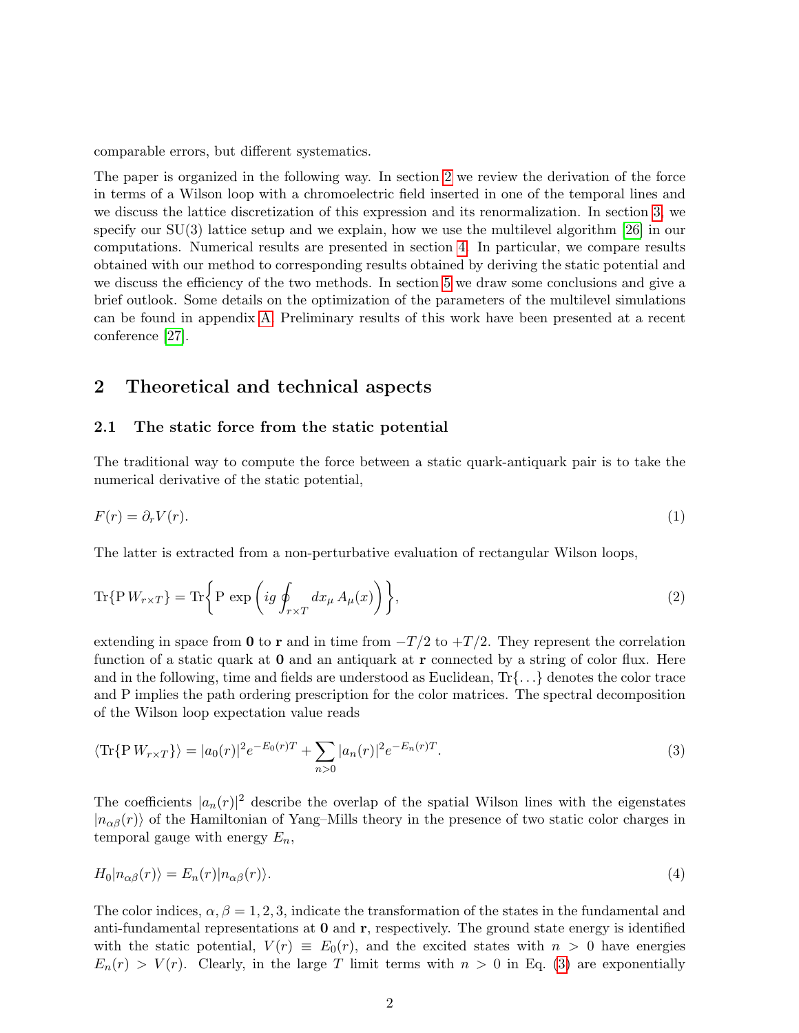comparable errors, but different systematics.

The paper is organized in the following way. In section 2 we review the derivation of the force in terms of a Wilson loop with a chromoelectric field inserted in one of the temporal lines and we discuss the lattice discretization of this expression and its renormalization. In section 3, we specify our SU(3) lattice setup and we explain, how we use the multilevel algorithm [26] in our computations. Numerical results are presented in section 4. In particular, we compare results obtained with our method to corresponding results obtained by deriving the static potential and we discuss the efficiency of the two methods. In section 5 we draw some conclusions and give a brief outlook. Some details on the optimization of the parameters of the multilevel simulations can be found in appendix A. Preliminary results of this work have been presented at a recent conference [27].

## 2 Theoretical and technical aspects

### 2.1 The static force from the static potential

The traditional way to compute the force between a static quark-antiquark pair is to take the numerical derivative of the static potential,

$$F(r) = \partial_r V(r). \tag{1}$$

The latter is extracted from a non-perturbative evaluation of rectangular Wilson loops,

$$\mathrm{Tr}\{\mathrm{P}\, W_{r\times T}\} = \mathrm{Tr}\left\{\mathrm{P}\ \exp\left(ig \oint_{r\times T} dx_\mu\, A_\mu(x)\right)\right\}, \tag{2}$$

extending in space from $\mathbf{0}$ to $\mathbf{r}$ and in time from $-T/2$ to $+T/2$. They represent the correlation function of a static quark at $\mathbf{0}$ and an antiquark at $\mathbf{r}$ connected by a string of color flux. Here and in the following, time and fields are understood as Euclidean, $\mathrm{Tr}\{\ldots\}$ denotes the color trace and P implies the path ordering prescription for the color matrices. The spectral decomposition of the Wilson loop expectation value reads

$$\langle \mathrm{Tr}\{\mathrm{P}\, W_{r\times T}\}\rangle = |a_0(r)|^2 e^{-E_0(r)T} + \sum_{n>0} |a_n(r)|^2 e^{-E_n(r)T}. \tag{3}$$

The coefficients $|a_n(r)|^2$ describe the overlap of the spatial Wilson lines with the eigenstates $|n_{\alpha\beta}(r)\rangle$ of the Hamiltonian of Yang–Mills theory in the presence of two static color charges in temporal gauge with energy $E_n$,

$$H_0 |n_{\alpha\beta}(r)\rangle = E_n(r) |n_{\alpha\beta}(r)\rangle. \tag{4}$$

The color indices, $\alpha, \beta = 1, 2, 3$, indicate the transformation of the states in the fundamental and anti-fundamental representations at $\mathbf{0}$ and $\mathbf{r}$, respectively. The ground state energy is identified with the static potential, $V(r) \equiv E_0(r)$, and the excited states with $n > 0$ have energies $E_n(r) > V(r)$. Clearly, in the large $T$ limit terms with $n > 0$ in Eq. (3) are exponentially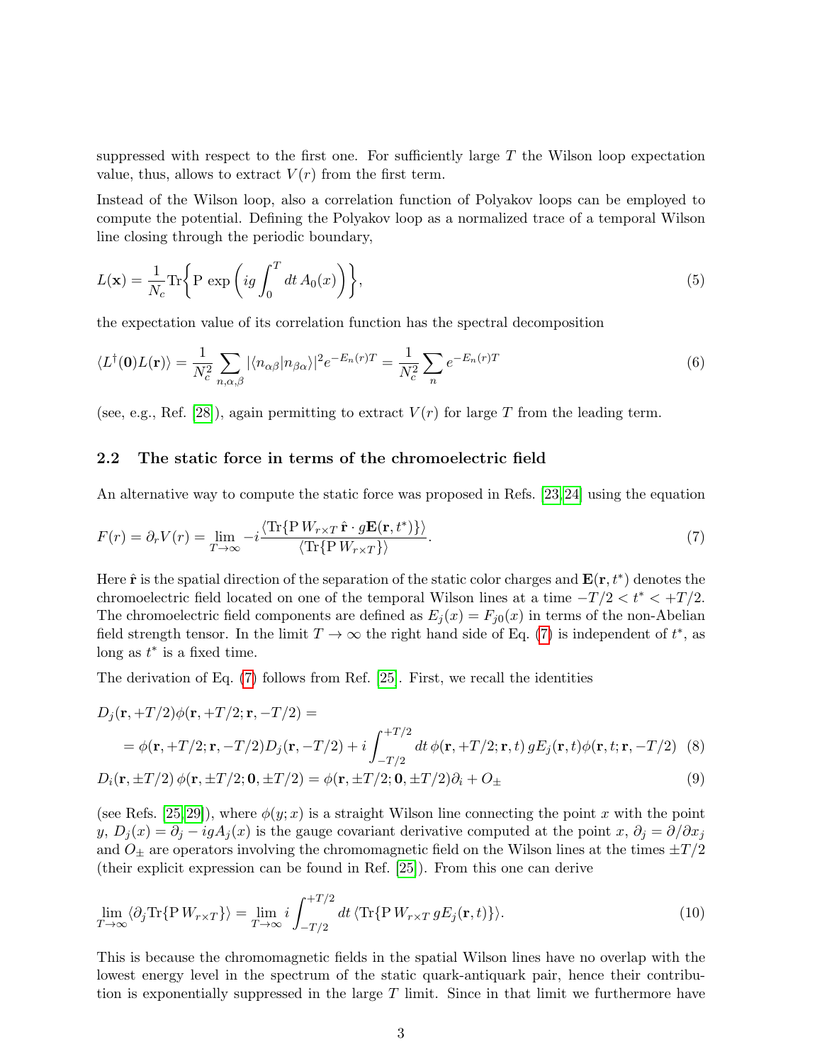suppressed with respect to the first one. For sufficiently large $T$ the Wilson loop expectation value, thus, allows to extract $V(r)$ from the first term.

Instead of the Wilson loop, also a correlation function of Polyakov loops can be employed to compute the potential. Defining the Polyakov loop as a normalized trace of a temporal Wilson line closing through the periodic boundary,

$$L(\mathbf{x}) = \frac{1}{N_c}\mathrm{Tr}\bigg\{\mathrm{P}\,\exp\left(ig\int_0^T dt\,A_0(x)\right)\bigg\}, \tag{5}$$

the expectation value of its correlation function has the spectral decomposition

$$\langle L^\dagger(\mathbf{0})L(\mathbf{r})\rangle = \frac{1}{N_c^2}\sum_{n,\alpha,\beta}|\langle n_{\alpha\beta}|n_{\beta\alpha}\rangle|^2 e^{-E_n(r)T} = \frac{1}{N_c^2}\sum_n e^{-E_n(r)T} \tag{6}$$

(see, e.g., Ref. [28]), again permitting to extract $V(r)$ for large $T$ from the leading term.

### 2.2 The static force in terms of the chromoelectric field

An alternative way to compute the static force was proposed in Refs. [23, 24] using the equation

$$F(r) = \partial_r V(r) = \lim_{T\to\infty} -i\frac{\langle \mathrm{Tr}\{\mathrm{P}\,W_{r\times T}\,\hat{\mathbf{r}}\cdot g\mathbf{E}(\mathbf{r},t^*)\}\rangle}{\langle \mathrm{Tr}\{\mathrm{P}\,W_{r\times T}\}\rangle}. \tag{7}$$

Here $\hat{\mathbf{r}}$ is the spatial direction of the separation of the static color charges and $\mathbf{E}(\mathbf{r},t^*)$ denotes the chromoelectric field located on one of the temporal Wilson lines at a time $-T/2 < t^* < +T/2$. The chromoelectric field components are defined as $E_j(x) = F_{j0}(x)$ in terms of the non-Abelian field strength tensor. In the limit $T\to\infty$ the right hand side of Eq. (7) is independent of $t^*$, as long as $t^*$ is a fixed time.

The derivation of Eq. (7) follows from Ref. [25]. First, we recall the identities

$$\begin{aligned} &D_j(\mathbf{r},+T/2)\phi(\mathbf{r},+T/2;\mathbf{r},-T/2) = \\ &\quad = \phi(\mathbf{r},+T/2;\mathbf{r},-T/2)D_j(\mathbf{r},-T/2) + i\int_{-T/2}^{+T/2} dt\,\phi(\mathbf{r},+T/2;\mathbf{r},t)\,gE_j(\mathbf{r},t)\phi(\mathbf{r},t;\mathbf{r},-T/2) \end{aligned} \tag{8}$$

$$D_i(\mathbf{r},\pm T/2)\,\phi(\mathbf{r},\pm T/2;\mathbf{0},\pm T/2) = \phi(\mathbf{r},\pm T/2;\mathbf{0},\pm T/2)\partial_i + O_\pm \tag{9}$$

(see Refs. [25, 29]), where $\phi(y;x)$ is a straight Wilson line connecting the point $x$ with the point $y$, $D_j(x) = \partial_j - igA_j(x)$ is the gauge covariant derivative computed at the point $x$, $\partial_j = \partial/\partial x_j$ and $O_\pm$ are operators involving the chromomagnetic field on the Wilson lines at the times $\pm T/2$ (their explicit expression can be found in Ref. [25]). From this one can derive

$$\lim_{T\to\infty}\langle \partial_j \mathrm{Tr}\{\mathrm{P}\,W_{r\times T}\}\rangle = \lim_{T\to\infty} i\int_{-T/2}^{+T/2} dt\,\langle \mathrm{Tr}\{\mathrm{P}\,W_{r\times T}\,gE_j(\mathbf{r},t)\}\rangle. \tag{10}$$

This is because the chromomagnetic fields in the spatial Wilson lines have no overlap with the lowest energy level in the spectrum of the static quark-antiquark pair, hence their contribution is exponentially suppressed in the large $T$ limit. Since in that limit we furthermore have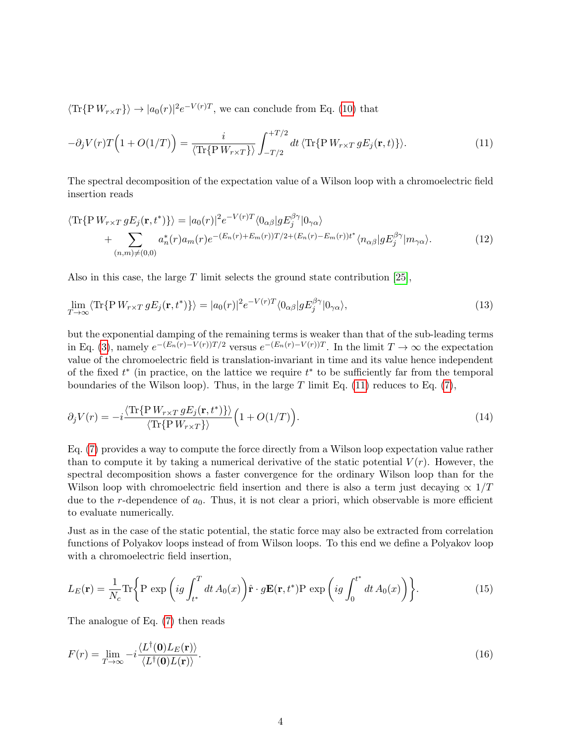$\langle \mathrm{Tr}\{\mathrm{P}\, W_{r\times T}\}\rangle \to |a_0(r)|^2 e^{-V(r)T}$, we can conclude from Eq. (10) that

$$-\partial_j V(r) T\Big(1 + O(1/T)\Big) = \frac{i}{\langle \mathrm{Tr}\{\mathrm{P}\, W_{r\times T}\}\rangle} \int_{-T/2}^{+T/2} dt\, \langle \mathrm{Tr}\{\mathrm{P}\, W_{r\times T}\, gE_j(\mathbf{r},t)\}\rangle. \tag{11}$$

The spectral decomposition of the expectation value of a Wilson loop with a chromoelectric field insertion reads

$$\begin{aligned}\langle \mathrm{Tr}\{\mathrm{P}\, W_{r\times T}\, gE_j(\mathbf{r},t^*)\}\rangle &= |a_0(r)|^2 e^{-V(r)T} \langle 0_{\alpha\beta}| gE_j^{\beta\gamma} |0_{\gamma\alpha}\rangle \\ &+ \sum_{(n,m)\neq(0,0)} a_n^*(r) a_m(r) e^{-(E_n(r)+E_m(r))T/2 + (E_n(r)-E_m(r))t^*} \langle n_{\alpha\beta}| gE_j^{\beta\gamma} |m_{\gamma\alpha}\rangle.\end{aligned} \tag{12}$$

Also in this case, the large $T$ limit selects the ground state contribution [25],

$$\lim_{T\to\infty} \langle \mathrm{Tr}\{\mathrm{P}\, W_{r\times T}\, gE_j(\mathbf{r},t^*)\}\rangle = |a_0(r)|^2 e^{-V(r)T} \langle 0_{\alpha\beta}| gE_j^{\beta\gamma} |0_{\gamma\alpha}\rangle, \tag{13}$$

but the exponential damping of the remaining terms is weaker than that of the sub-leading terms in Eq. (3), namely $e^{-(E_n(r)-V(r))T/2}$ versus $e^{-(E_n(r)-V(r))T}$. In the limit $T\to\infty$ the expectation value of the chromoelectric field is translation-invariant in time and its value hence independent of the fixed $t^*$ (in practice, on the lattice we require $t^*$ to be sufficiently far from the temporal boundaries of the Wilson loop). Thus, in the large $T$ limit Eq. (11) reduces to Eq. (7),

$$\partial_j V(r) = -i \frac{\langle \mathrm{Tr}\{\mathrm{P}\, W_{r\times T}\, gE_j(\mathbf{r},t^*)\}\rangle}{\langle \mathrm{Tr}\{\mathrm{P}\, W_{r\times T}\}\rangle} \Big(1 + O(1/T)\Big). \tag{14}$$

Eq. (7) provides a way to compute the force directly from a Wilson loop expectation value rather than to compute it by taking a numerical derivative of the static potential $V(r)$. However, the spectral decomposition shows a faster convergence for the ordinary Wilson loop than for the Wilson loop with chromoelectric field insertion and there is also a term just decaying $\propto 1/T$ due to the $r$-dependence of $a_0$. Thus, it is not clear a priori, which observable is more efficient to evaluate numerically.

Just as in the case of the static potential, the static force may also be extracted from correlation functions of Polyakov loops instead of from Wilson loops. To this end we define a Polyakov loop with a chromoelectric field insertion,

$$L_E(\mathbf{r}) = \frac{1}{N_c} \mathrm{Tr}\bigg\{ \mathrm{P}\, \exp\bigg( ig \int_{t^*}^{T} dt\, A_0(x) \bigg) \hat{\mathbf{r}} \cdot g\mathbf{E}(\mathbf{r},t^*) \mathrm{P}\, \exp\bigg( ig \int_0^{t^*} dt\, A_0(x) \bigg) \bigg\}. \tag{15}$$

The analogue of Eq. (7) then reads

$$F(r) = \lim_{T\to\infty} -i \frac{\langle L^\dagger(\mathbf{0}) L_E(\mathbf{r})\rangle}{\langle L^\dagger(\mathbf{0}) L(\mathbf{r})\rangle}. \tag{16}$$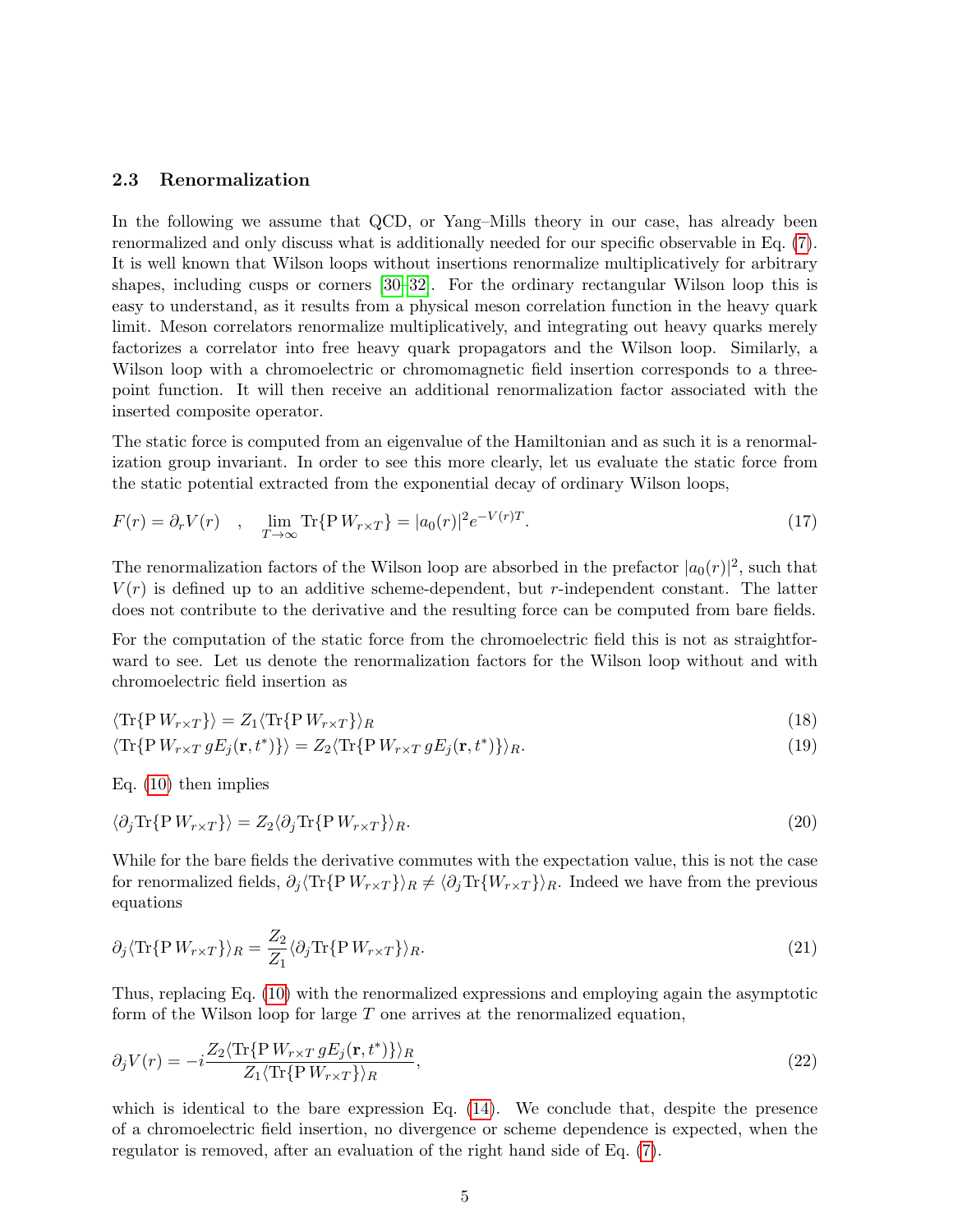### 2.3 Renormalization

In the following we assume that QCD, or Yang–Mills theory in our case, has already been renormalized and only discuss what is additionally needed for our specific observable in Eq. (7). It is well known that Wilson loops without insertions renormalize multiplicatively for arbitrary shapes, including cusps or corners [30–32]. For the ordinary rectangular Wilson loop this is easy to understand, as it results from a physical meson correlation function in the heavy quark limit. Meson correlators renormalize multiplicatively, and integrating out heavy quarks merely factorizes a correlator into free heavy quark propagators and the Wilson loop. Similarly, a Wilson loop with a chromoelectric or chromomagnetic field insertion corresponds to a three-point function. It will then receive an additional renormalization factor associated with the inserted composite operator.

The static force is computed from an eigenvalue of the Hamiltonian and as such it is a renormalization group invariant. In order to see this more clearly, let us evaluate the static force from the static potential extracted from the exponential decay of ordinary Wilson loops,

$$F(r) = \partial_r V(r) \quad , \quad \lim_{T\to\infty} \mathrm{Tr}\{\mathrm{P}\, W_{r\times T}\} = |a_0(r)|^2 e^{-V(r)T}. \tag{17}$$

The renormalization factors of the Wilson loop are absorbed in the prefactor $|a_0(r)|^2$, such that $V(r)$ is defined up to an additive scheme-dependent, but $r$-independent constant. The latter does not contribute to the derivative and the resulting force can be computed from bare fields.

For the computation of the static force from the chromoelectric field this is not as straightforward to see. Let us denote the renormalization factors for the Wilson loop without and with chromoelectric field insertion as

$$\langle \mathrm{Tr}\{\mathrm{P}\, W_{r\times T}\}\rangle = Z_1 \langle \mathrm{Tr}\{\mathrm{P}\, W_{r\times T}\}\rangle_R \tag{18}$$

$$\langle \mathrm{Tr}\{\mathrm{P}\, W_{r\times T}\, gE_j(\mathbf{r},t^*)\}\rangle = Z_2 \langle \mathrm{Tr}\{\mathrm{P}\, W_{r\times T}\, gE_j(\mathbf{r},t^*)\}\rangle_R. \tag{19}$$

Eq. (10) then implies

$$\langle \partial_j \mathrm{Tr}\{\mathrm{P}\, W_{r\times T}\}\rangle = Z_2 \langle \partial_j \mathrm{Tr}\{\mathrm{P}\, W_{r\times T}\}\rangle_R. \tag{20}$$

While for the bare fields the derivative commutes with the expectation value, this is not the case for renormalized fields, $\partial_j \langle \mathrm{Tr}\{\mathrm{P}\, W_{r\times T}\}\rangle_R \neq \langle \partial_j \mathrm{Tr}\{W_{r\times T}\}\rangle_R$. Indeed we have from the previous equations

$$\partial_j \langle \mathrm{Tr}\{\mathrm{P}\, W_{r\times T}\}\rangle_R = \frac{Z_2}{Z_1} \langle \partial_j \mathrm{Tr}\{\mathrm{P}\, W_{r\times T}\}\rangle_R. \tag{21}$$

Thus, replacing Eq. (10) with the renormalized expressions and employing again the asymptotic form of the Wilson loop for large $T$ one arrives at the renormalized equation,

$$\partial_j V(r) = -i \frac{Z_2 \langle \mathrm{Tr}\{\mathrm{P}\, W_{r\times T}\, gE_j(\mathbf{r},t^*)\}\rangle_R}{Z_1 \langle \mathrm{Tr}\{\mathrm{P}\, W_{r\times T}\}\rangle_R}, \tag{22}$$

which is identical to the bare expression Eq. (14). We conclude that, despite the presence of a chromoelectric field insertion, no divergence or scheme dependence is expected, when the regulator is removed, after an evaluation of the right hand side of Eq. (7).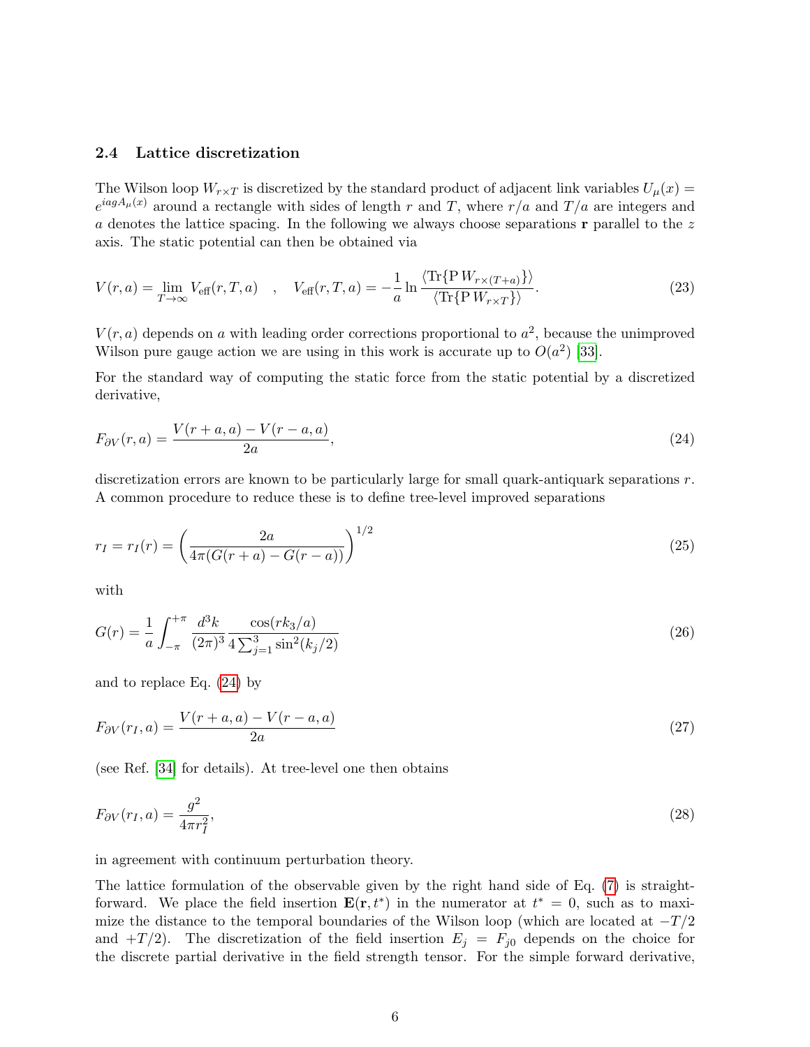### 2.4 Lattice discretization

The Wilson loop $W_{r\times T}$ is discretized by the standard product of adjacent link variables $U_\mu(x) = e^{iagA_\mu(x)}$ around a rectangle with sides of length $r$ and $T$, where $r/a$ and $T/a$ are integers and $a$ denotes the lattice spacing. In the following we always choose separations $\mathbf{r}$ parallel to the $z$ axis. The static potential can then be obtained via

$$V(r,a) = \lim_{T\to\infty} V_{\text{eff}}(r,T,a) \quad , \quad V_{\text{eff}}(r,T,a) = -\frac{1}{a}\ln\frac{\langle \text{Tr}\{\text{P}\, W_{r\times(T+a)}\}\rangle}{\langle \text{Tr}\{\text{P}\, W_{r\times T}\}\rangle}. \tag{23}$$

$V(r,a)$ depends on $a$ with leading order corrections proportional to $a^2$, because the unimproved Wilson pure gauge action we are using in this work is accurate up to $O(a^2)$ [33].

For the standard way of computing the static force from the static potential by a discretized derivative,

$$F_{\partial V}(r,a) = \frac{V(r+a,a) - V(r-a,a)}{2a}, \tag{24}$$

discretization errors are known to be particularly large for small quark-antiquark separations $r$. A common procedure to reduce these is to define tree-level improved separations

$$r_I = r_I(r) = \left(\frac{2a}{4\pi(G(r+a) - G(r-a))}\right)^{1/2} \tag{25}$$

with

$$G(r) = \frac{1}{a}\int_{-\pi}^{+\pi} \frac{d^3k}{(2\pi)^3}\frac{\cos(rk_3/a)}{4\sum_{j=1}^{3}\sin^2(k_j/2)} \tag{26}$$

and to replace Eq. (24) by

$$F_{\partial V}(r_I,a) = \frac{V(r+a,a) - V(r-a,a)}{2a} \tag{27}$$

(see Ref. [34] for details). At tree-level one then obtains

$$F_{\partial V}(r_I,a) = \frac{g^2}{4\pi r_I^2}, \tag{28}$$

in agreement with continuum perturbation theory.

The lattice formulation of the observable given by the right hand side of Eq. (7) is straightforward. We place the field insertion $\mathbf{E}(\mathbf{r},t^*)$ in the numerator at $t^* = 0$, such as to maximize the distance to the temporal boundaries of the Wilson loop (which are located at $-T/2$ and $+T/2$). The discretization of the field insertion $E_j = F_{j0}$ depends on the choice for the discrete partial derivative in the field strength tensor. For the simple forward derivative,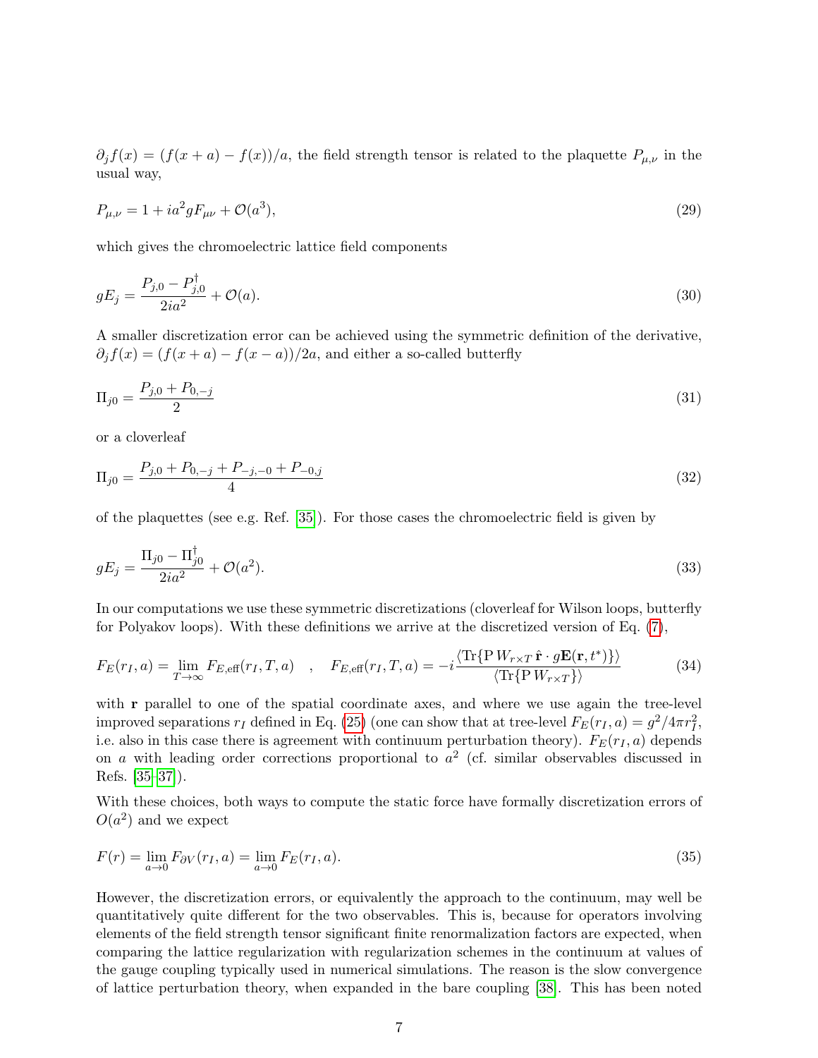$\partial_j f(x) = (f(x+a) - f(x))/a$, the field strength tensor is related to the plaquette $P_{\mu,\nu}$ in the usual way,

$$P_{\mu,\nu} = 1 + ia^2 gF_{\mu\nu} + \mathcal{O}(a^3), \tag{29}$$

which gives the chromoelectric lattice field components

$$gE_j = \frac{P_{j,0} - P_{j,0}^\dagger}{2ia^2} + \mathcal{O}(a). \tag{30}$$

A smaller discretization error can be achieved using the symmetric definition of the derivative, $\partial_j f(x) = (f(x+a) - f(x-a))/2a$, and either a so-called butterfly

$$\Pi_{j0} = \frac{P_{j,0} + P_{0,-j}}{2} \tag{31}$$

or a cloverleaf

$$\Pi_{j0} = \frac{P_{j,0} + P_{0,-j} + P_{-j,-0} + P_{-0,j}}{4} \tag{32}$$

of the plaquettes (see e.g. Ref. [35]). For those cases the chromoelectric field is given by

$$gE_j = \frac{\Pi_{j0} - \Pi_{j0}^\dagger}{2ia^2} + \mathcal{O}(a^2). \tag{33}$$

In our computations we use these symmetric discretizations (cloverleaf for Wilson loops, butterfly for Polyakov loops). With these definitions we arrive at the discretized version of Eq. (7),

$$F_E(r_I, a) = \lim_{T\to\infty} F_{E,\text{eff}}(r_I, T, a) \quad , \quad F_{E,\text{eff}}(r_I, T, a) = -i\frac{\langle \text{Tr}\{\text{P}\, W_{r\times T}\, \hat{\mathbf{r}} \cdot g\mathbf{E}(\mathbf{r}, t^*)\}\rangle}{\langle \text{Tr}\{\text{P}\, W_{r\times T}\}\rangle} \tag{34}$$

with $\mathbf{r}$ parallel to one of the spatial coordinate axes, and where we use again the tree-level improved separations $r_I$ defined in Eq. (25) (one can show that at tree-level $F_E(r_I, a) = g^2/4\pi r_I^2$, i.e. also in this case there is agreement with continuum perturbation theory). $F_E(r_I, a)$ depends on $a$ with leading order corrections proportional to $a^2$ (cf. similar observables discussed in Refs. [35–37]).

With these choices, both ways to compute the static force have formally discretization errors of $O(a^2)$ and we expect

$$F(r) = \lim_{a\to 0} F_{\partial V}(r_I, a) = \lim_{a\to 0} F_E(r_I, a). \tag{35}$$

However, the discretization errors, or equivalently the approach to the continuum, may well be quantitatively quite different for the two observables. This is, because for operators involving elements of the field strength tensor significant finite renormalization factors are expected, when comparing the lattice regularization with regularization schemes in the continuum at values of the gauge coupling typically used in numerical simulations. The reason is the slow convergence of lattice perturbation theory, when expanded in the bare coupling [38]. This has been noted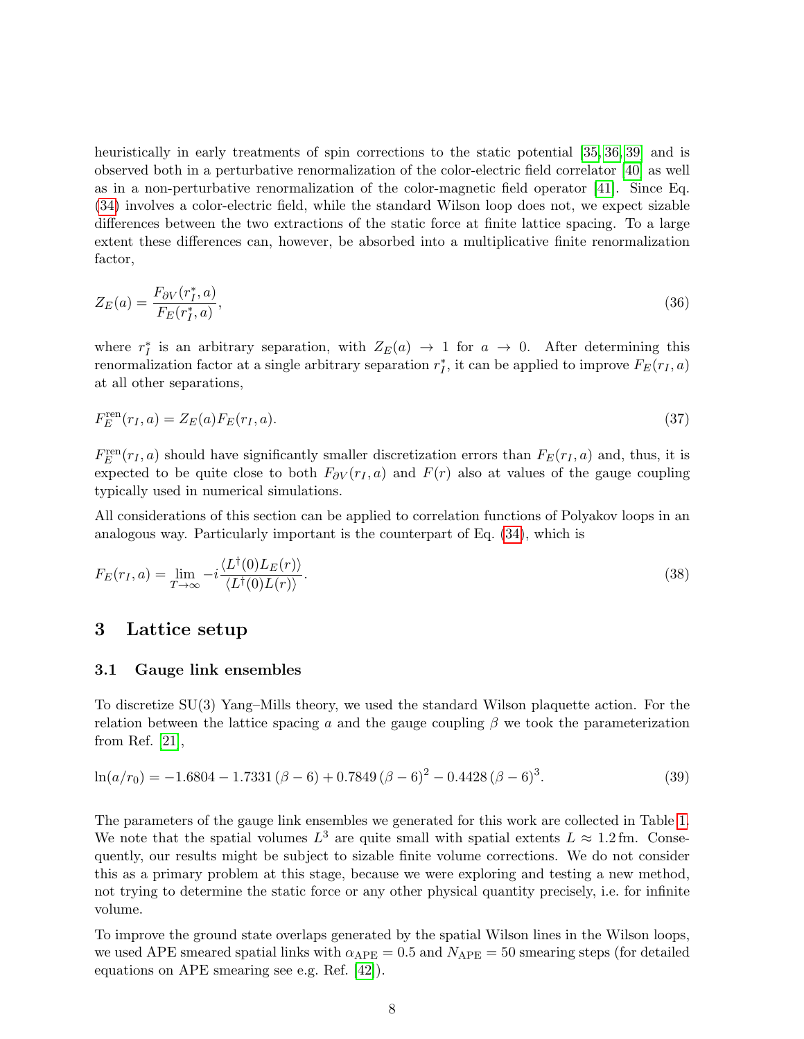heuristically in early treatments of spin corrections to the static potential [35, 36, 39] and is observed both in a perturbative renormalization of the color-electric field correlator [40] as well as in a non-perturbative renormalization of the color-magnetic field operator [41]. Since Eq. (34) involves a color-electric field, while the standard Wilson loop does not, we expect sizable differences between the two extractions of the static force at finite lattice spacing. To a large extent these differences can, however, be absorbed into a multiplicative finite renormalization factor,

$$Z_E(a) = \frac{F_{\partial V}(r_I^*, a)}{F_E(r_I^*, a)}, \tag{36}$$

where $r_I^*$ is an arbitrary separation, with $Z_E(a) \to 1$ for $a \to 0$. After determining this renormalization factor at a single arbitrary separation $r_I^*$, it can be applied to improve $F_E(r_I, a)$ at all other separations,

$$F_E^{\text{ren}}(r_I, a) = Z_E(a) F_E(r_I, a). \tag{37}$$

$F_E^{\text{ren}}(r_I, a)$ should have significantly smaller discretization errors than $F_E(r_I, a)$ and, thus, it is expected to be quite close to both $F_{\partial V}(r_I, a)$ and $F(r)$ also at values of the gauge coupling typically used in numerical simulations.

All considerations of this section can be applied to correlation functions of Polyakov loops in an analogous way. Particularly important is the counterpart of Eq. (34), which is

$$F_E(r_I, a) = \lim_{T \to \infty} -i \frac{\langle L^\dagger(0) L_E(r) \rangle}{\langle L^\dagger(0) L(r) \rangle}. \tag{38}$$

## 3 Lattice setup

### 3.1 Gauge link ensembles

To discretize SU(3) Yang–Mills theory, we used the standard Wilson plaquette action. For the relation between the lattice spacing $a$ and the gauge coupling $\beta$ we took the parameterization from Ref. [21],

$$\ln(a/r_0) = -1.6804 - 1.7331\,(\beta - 6) + 0.7849\,(\beta - 6)^2 - 0.4428\,(\beta - 6)^3. \tag{39}$$

The parameters of the gauge link ensembles we generated for this work are collected in Table 1. We note that the spatial volumes $L^3$ are quite small with spatial extents $L \approx 1.2\,\text{fm}$. Consequently, our results might be subject to sizable finite volume corrections. We do not consider this as a primary problem at this stage, because we were exploring and testing a new method, not trying to determine the static force or any other physical quantity precisely, i.e. for infinite volume.

To improve the ground state overlaps generated by the spatial Wilson lines in the Wilson loops, we used APE smeared spatial links with $\alpha_{\text{APE}} = 0.5$ and $N_{\text{APE}} = 50$ smearing steps (for detailed equations on APE smearing see e.g. Ref. [42]).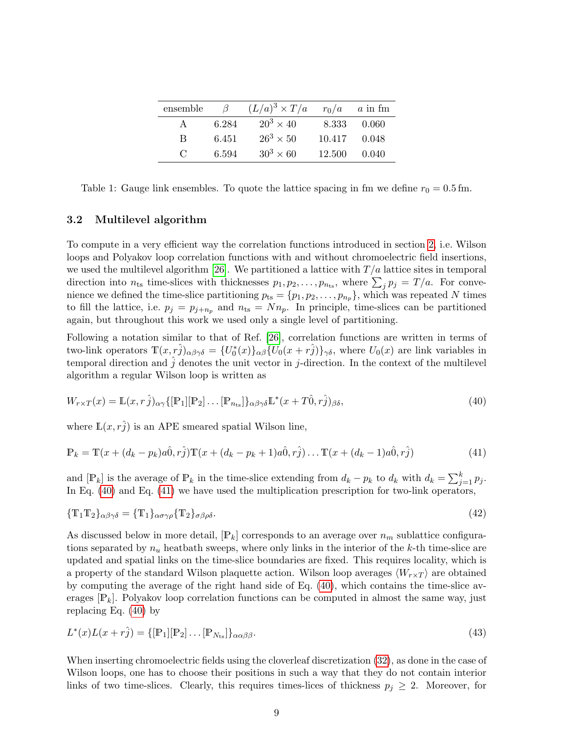| ensemble | $\beta$ | $(L/a)^3 \times T/a$ | $r_0/a$ | $a$ in fm |
|---|---|---|---|---|
| A | 6.284 | $20^3 \times 40$ | 8.333 | 0.060 |
| B | 6.451 | $26^3 \times 50$ | 10.417 | 0.048 |
| C | 6.594 | $30^3 \times 60$ | 12.500 | 0.040 |

Table 1: Gauge link ensembles. To quote the lattice spacing in fm we define $r_0 = 0.5\,\text{fm}$.

### 3.2 Multilevel algorithm

To compute in a very efficient way the correlation functions introduced in section 2, i.e. Wilson loops and Polyakov loop correlation functions with and without chromoelectric field insertions, we used the multilevel algorithm [26]. We partitioned a lattice with $T/a$ lattice sites in temporal direction into $n_{\text{ts}}$ time-slices with thicknesses $p_1, p_2, \ldots, p_{n_{\text{ts}}}$, where $\sum_j p_j = T/a$. For convenience we defined the time-slice partitioning $p_{\text{ts}} = \{p_1, p_2, \ldots, p_{n_p}\}$, which was repeated $N$ times to fill the lattice, i.e. $p_j = p_{j+n_p}$ and $n_{\text{ts}} = N n_p$. In principle, time-slices can be partitioned again, but throughout this work we used only a single level of partitioning.

Following a notation similar to that of Ref. [26], correlation functions are written in terms of two-link operators $\mathbb{T}(x, r\hat{j})_{\alpha\beta\gamma\delta} = \{U_0^*(x)\}_{\alpha\beta}\{U_0(x + r\hat{j})\}_{\gamma\delta}$, where $U_0(x)$ are link variables in temporal direction and $\hat{j}$ denotes the unit vector in $j$-direction. In the context of the multilevel algorithm a regular Wilson loop is written as

$$W_{r\times T}(x) = \mathbb{L}(x, r\hat{j})_{\alpha\gamma}\{[\mathbb{P}_1][\mathbb{P}_2]\ldots[\mathbb{P}_{n_{\text{ts}}}]\}_{\alpha\beta\gamma\delta}\mathbb{L}^*(x + T\hat{0}, r\hat{j})_{\beta\delta}, \tag{40}$$

where $\mathbb{L}(x, r\hat{j})$ is an APE smeared spatial Wilson line,

$$\mathbb{P}_k = \mathbb{T}(x + (d_k - p_k)a\hat{0}, r\hat{j})\mathbb{T}(x + (d_k - p_k + 1)a\hat{0}, r\hat{j})\ldots\mathbb{T}(x + (d_k - 1)a\hat{0}, r\hat{j}) \tag{41}$$

and $[\mathbb{P}_k]$ is the average of $\mathbb{P}_k$ in the time-slice extending from $d_k - p_k$ to $d_k$ with $d_k = \sum_{j=1}^k p_j$. In Eq. (40) and Eq. (41) we have used the multiplication prescription for two-link operators,

$$\{\mathbb{T}_1\mathbb{T}_2\}_{\alpha\beta\gamma\delta} = \{\mathbb{T}_1\}_{\alpha\sigma\gamma\rho}\{\mathbb{T}_2\}_{\sigma\beta\rho\delta}. \tag{42}$$

As discussed below in more detail, $[\mathbb{P}_k]$ corresponds to an average over $n_m$ sublattice configurations separated by $n_u$ heatbath sweeps, where only links in the interior of the $k$-th time-slice are updated and spatial links on the time-slice boundaries are fixed. This requires locality, which is a property of the standard Wilson plaquette action. Wilson loop averages $\langle W_{r\times T}\rangle$ are obtained by computing the average of the right hand side of Eq. (40), which contains the time-slice averages $[\mathbb{P}_k]$. Polyakov loop correlation functions can be computed in almost the same way, just replacing Eq. (40) by

$$L^*(x)L(x + r\hat{j}) = \{[\mathbb{P}_1][\mathbb{P}_2]\ldots[\mathbb{P}_{N_{\text{ts}}}]\}_{\alpha\alpha\beta\beta}. \tag{43}$$

When inserting chromoelectric fields using the cloverleaf discretization (32), as done in the case of Wilson loops, one has to choose their positions in such a way that they do not contain interior links of two time-slices. Clearly, this requires times-lices of thickness $p_j \geq 2$. Moreover, for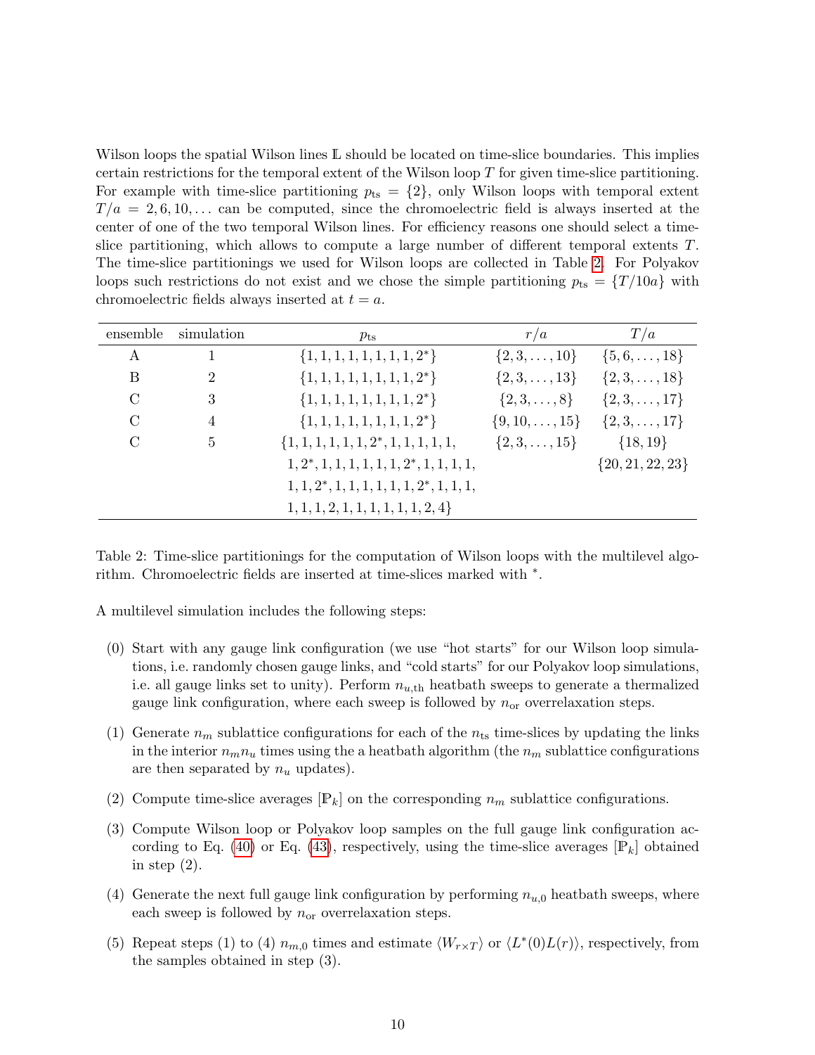Wilson loops the spatial Wilson lines $\mathbb{L}$ should be located on time-slice boundaries. This implies certain restrictions for the temporal extent of the Wilson loop $T$ for given time-slice partitioning. For example with time-slice partitioning $p_{\text{ts}} = \{2\}$, only Wilson loops with temporal extent $T/a = 2, 6, 10, \ldots$ can be computed, since the chromoelectric field is always inserted at the center of one of the two temporal Wilson lines. For efficiency reasons one should select a time-slice partitioning, which allows to compute a large number of different temporal extents $T$. The time-slice partitionings we used for Wilson loops are collected in Table 2. For Polyakov loops such restrictions do not exist and we chose the simple partitioning $p_{\text{ts}} = \{T/10a\}$ with chromoelectric fields always inserted at $t = a$.

| ensemble | simulation | $p_{\text{ts}}$ | $r/a$ | $T/a$ |
|---|---|---|---|---|
| A | 1 | $\{1,1,1,1,1,1,1,1,2^*\}$ | $\{2,3,\ldots,10\}$ | $\{5,6,\ldots,18\}$ |
| B | 2 | $\{1,1,1,1,1,1,1,1,2^*\}$ | $\{2,3,\ldots,13\}$ | $\{2,3,\ldots,18\}$ |
| C | 3 | $\{1,1,1,1,1,1,1,1,2^*\}$ | $\{2,3,\ldots,8\}$ | $\{2,3,\ldots,17\}$ |
| C | 4 | $\{1,1,1,1,1,1,1,1,2^*\}$ | $\{9,10,\ldots,15\}$ | $\{2,3,\ldots,17\}$ |
| C | 5 | $\{1,1,1,1,1,1,2^*,1,1,1,1,1,$ | $\{2,3,\ldots,15\}$ | $\{18,19\}$ |
| | | $1,2^*,1,1,1,1,1,1,2^*,1,1,1,1,$ | | $\{20,21,22,23\}$ |
| | | $1,1,2^*,1,1,1,1,1,1,2^*,1,1,1,$ | | |
| | | $1,1,1,2,1,1,1,1,1,1,2,4\}$ | | |

Table 2: Time-slice partitionings for the computation of Wilson loops with the multilevel algorithm. Chromoelectric fields are inserted at time-slices marked with $^*$.

A multilevel simulation includes the following steps:

(0) Start with any gauge link configuration (we use "hot starts" for our Wilson loop simulations, i.e. randomly chosen gauge links, and "cold starts" for our Polyakov loop simulations, i.e. all gauge links set to unity). Perform $n_{u,\text{th}}$ heatbath sweeps to generate a thermalized gauge link configuration, where each sweep is followed by $n_{\text{or}}$ overrelaxation steps.

(1) Generate $n_m$ sublattice configurations for each of the $n_{\text{ts}}$ time-slices by updating the links in the interior $n_m n_u$ times using the a heatbath algorithm (the $n_m$ sublattice configurations are then separated by $n_u$ updates).

(2) Compute time-slice averages $[\mathbb{P}_k]$ on the corresponding $n_m$ sublattice configurations.

(3) Compute Wilson loop or Polyakov loop samples on the full gauge link configuration according to Eq. (40) or Eq. (43), respectively, using the time-slice averages $[\mathbb{P}_k]$ obtained in step (2).

(4) Generate the next full gauge link configuration by performing $n_{u,0}$ heatbath sweeps, where each sweep is followed by $n_{\text{or}}$ overrelaxation steps.

(5) Repeat steps (1) to (4) $n_{m,0}$ times and estimate $\langle W_{r\times T}\rangle$ or $\langle L^*(0)L(r)\rangle$, respectively, from the samples obtained in step (3).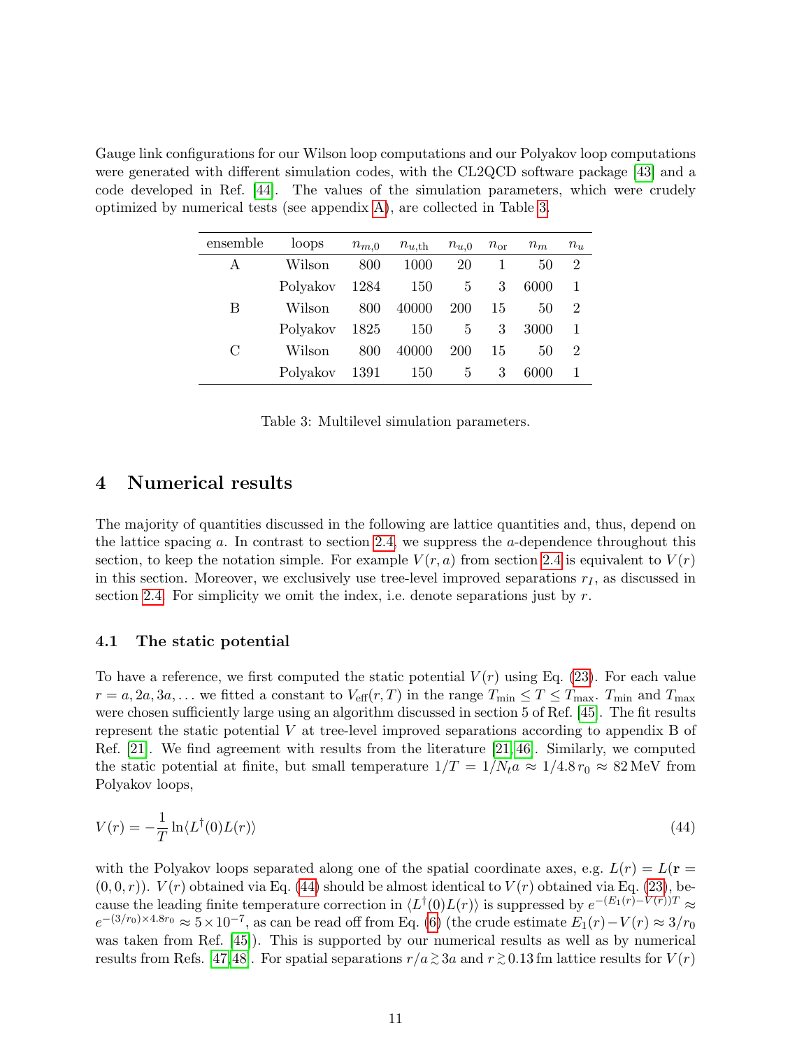Gauge link configurations for our Wilson loop computations and our Polyakov loop computations were generated with different simulation codes, with the CL2QCD software package [43] and a code developed in Ref. [44]. The values of the simulation parameters, which were crudely optimized by numerical tests (see appendix A), are collected in Table 3.

| ensemble | loops | $n_{m,0}$ | $n_{u,\text{th}}$ | $n_{u,0}$ | $n_{\text{or}}$ | $n_m$ | $n_u$ |
|---|---|---|---|---|---|---|---|
| A | Wilson | 800 | 1000 | 20 | 1 | 50 | 2 |
| | Polyakov | 1284 | 150 | 5 | 3 | 6000 | 1 |
| B | Wilson | 800 | 40000 | 200 | 15 | 50 | 2 |
| | Polyakov | 1825 | 150 | 5 | 3 | 3000 | 1 |
| C | Wilson | 800 | 40000 | 200 | 15 | 50 | 2 |
| | Polyakov | 1391 | 150 | 5 | 3 | 6000 | 1 |

Table 3: Multilevel simulation parameters.

## 4 Numerical results

The majority of quantities discussed in the following are lattice quantities and, thus, depend on the lattice spacing $a$. In contrast to section 2.4, we suppress the $a$-dependence throughout this section, to keep the notation simple. For example $V(r,a)$ from section 2.4 is equivalent to $V(r)$ in this section. Moreover, we exclusively use tree-level improved separations $r_I$, as discussed in section 2.4. For simplicity we omit the index, i.e. denote separations just by $r$.

### 4.1 The static potential

To have a reference, we first computed the static potential $V(r)$ using Eq. (23). For each value $r = a, 2a, 3a, \ldots$ we fitted a constant to $V_{\text{eff}}(r,T)$ in the range $T_{\min} \leq T \leq T_{\max}$. $T_{\min}$ and $T_{\max}$ were chosen sufficiently large using an algorithm discussed in section 5 of Ref. [45]. The fit results represent the static potential $V$ at tree-level improved separations according to appendix B of Ref. [21]. We find agreement with results from the literature [21, 46]. Similarly, we computed the static potential at finite, but small temperature $1/T = 1/N_t a \approx 1/4.8\, r_0 \approx 82\,\text{MeV}$ from Polyakov loops,

$$V(r) = -\frac{1}{T} \ln\langle L^\dagger(0) L(r)\rangle \tag{44}$$

with the Polyakov loops separated along one of the spatial coordinate axes, e.g. $L(r) = L(\mathbf{r} = (0,0,r))$. $V(r)$ obtained via Eq. (44) should be almost identical to $V(r)$ obtained via Eq. (23), because the leading finite temperature correction in $\langle L^\dagger(0)L(r)\rangle$ is suppressed by $e^{-(E_1(r)-V(r))T} \approx e^{-(3/r_0)\times 4.8 r_0} \approx 5\times 10^{-7}$, as can be read off from Eq. (6) (the crude estimate $E_1(r) - V(r) \approx 3/r_0$ was taken from Ref. [45]). This is supported by our numerical results as well as by numerical results from Refs. [47, 48]. For spatial separations $r/a \gtrsim 3a$ and $r \gtrsim 0.13\,\text{fm}$ lattice results for $V(r)$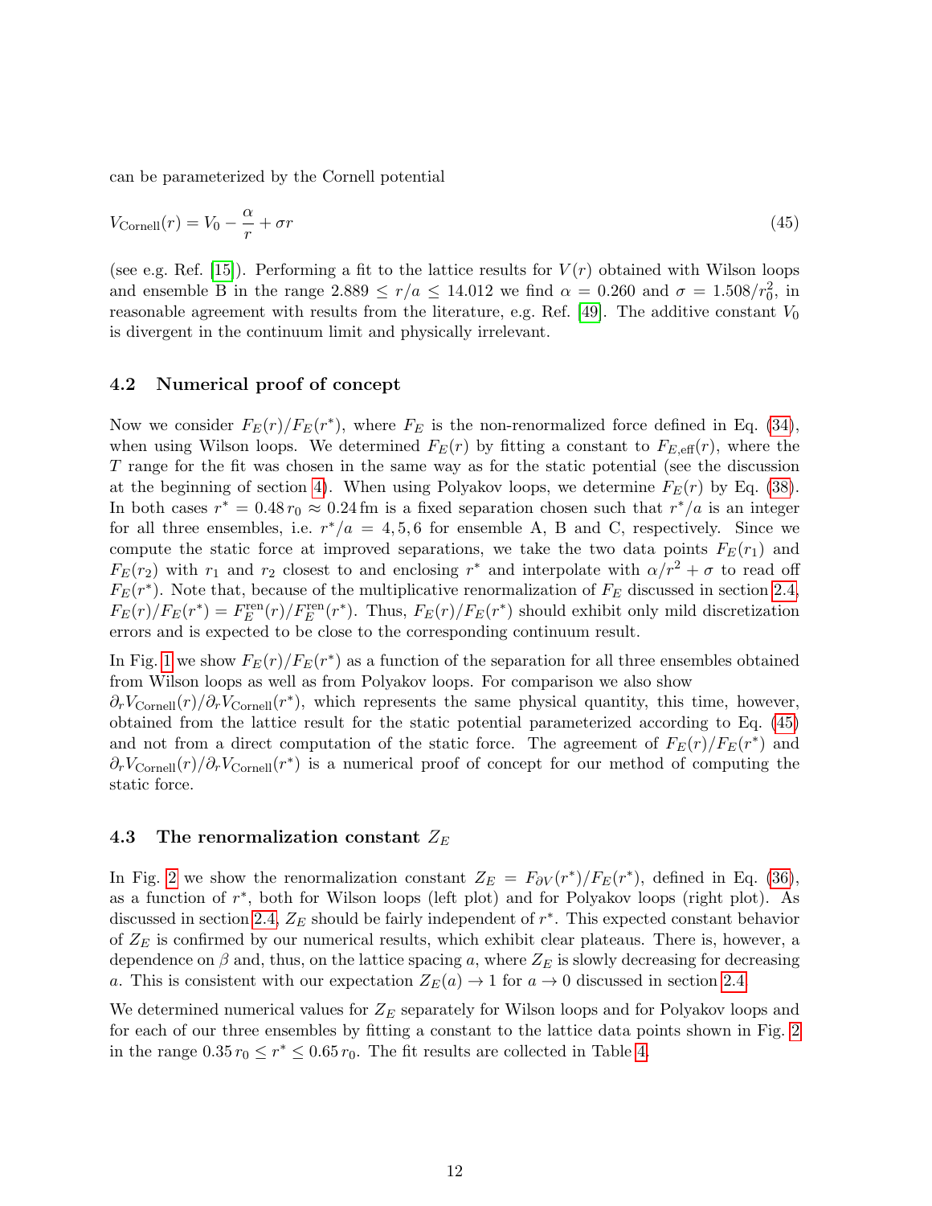can be parameterized by the Cornell potential

$$V_{\text{Cornell}}(r) = V_0 - \frac{\alpha}{r} + \sigma r \tag{45}$$

(see e.g. Ref. [15]). Performing a fit to the lattice results for $V(r)$ obtained with Wilson loops and ensemble B in the range $2.889 \leq r/a \leq 14.012$ we find $\alpha = 0.260$ and $\sigma = 1.508/r_0^2$, in reasonable agreement with results from the literature, e.g. Ref. [49]. The additive constant $V_0$ is divergent in the continuum limit and physically irrelevant.

### 4.2 Numerical proof of concept

Now we consider $F_E(r)/F_E(r^*)$, where $F_E$ is the non-renormalized force defined in Eq. (34), when using Wilson loops. We determined $F_E(r)$ by fitting a constant to $F_{E,\text{eff}}(r)$, where the $T$ range for the fit was chosen in the same way as for the static potential (see the discussion at the beginning of section 4). When using Polyakov loops, we determine $F_E(r)$ by Eq. (38). In both cases $r^* = 0.48\, r_0 \approx 0.24\,\text{fm}$ is a fixed separation chosen such that $r^*/a$ is an integer for all three ensembles, i.e. $r^*/a = 4, 5, 6$ for ensemble A, B and C, respectively. Since we compute the static force at improved separations, we take the two data points $F_E(r_1)$ and $F_E(r_2)$ with $r_1$ and $r_2$ closest to and enclosing $r^*$ and interpolate with $\alpha/r^2 + \sigma$ to read off $F_E(r^*)$. Note that, because of the multiplicative renormalization of $F_E$ discussed in section 2.4, $F_E(r)/F_E(r^*) = F_E^{\text{ren}}(r)/F_E^{\text{ren}}(r^*)$. Thus, $F_E(r)/F_E(r^*)$ should exhibit only mild discretization errors and is expected to be close to the corresponding continuum result.

In Fig. 1 we show $F_E(r)/F_E(r^*)$ as a function of the separation for all three ensembles obtained from Wilson loops as well as from Polyakov loops. For comparison we also show $\partial_r V_{\text{Cornell}}(r)/\partial_r V_{\text{Cornell}}(r^*)$, which represents the same physical quantity, this time, however, obtained from the lattice result for the static potential parameterized according to Eq. (45) and not from a direct computation of the static force. The agreement of $F_E(r)/F_E(r^*)$ and $\partial_r V_{\text{Cornell}}(r)/\partial_r V_{\text{Cornell}}(r^*)$ is a numerical proof of concept for our method of computing the static force.

### 4.3 The renormalization constant $Z_E$

In Fig. 2 we show the renormalization constant $Z_E = F_{\partial V}(r^*)/F_E(r^*)$, defined in Eq. (36), as a function of $r^*$, both for Wilson loops (left plot) and for Polyakov loops (right plot). As discussed in section 2.4, $Z_E$ should be fairly independent of $r^*$. This expected constant behavior of $Z_E$ is confirmed by our numerical results, which exhibit clear plateaus. There is, however, a dependence on $\beta$ and, thus, on the lattice spacing $a$, where $Z_E$ is slowly decreasing for decreasing $a$. This is consistent with our expectation $Z_E(a) \to 1$ for $a \to 0$ discussed in section 2.4.

We determined numerical values for $Z_E$ separately for Wilson loops and for Polyakov loops and for each of our three ensembles by fitting a constant to the lattice data points shown in Fig. 2 in the range $0.35\, r_0 \leq r^* \leq 0.65\, r_0$. The fit results are collected in Table 4.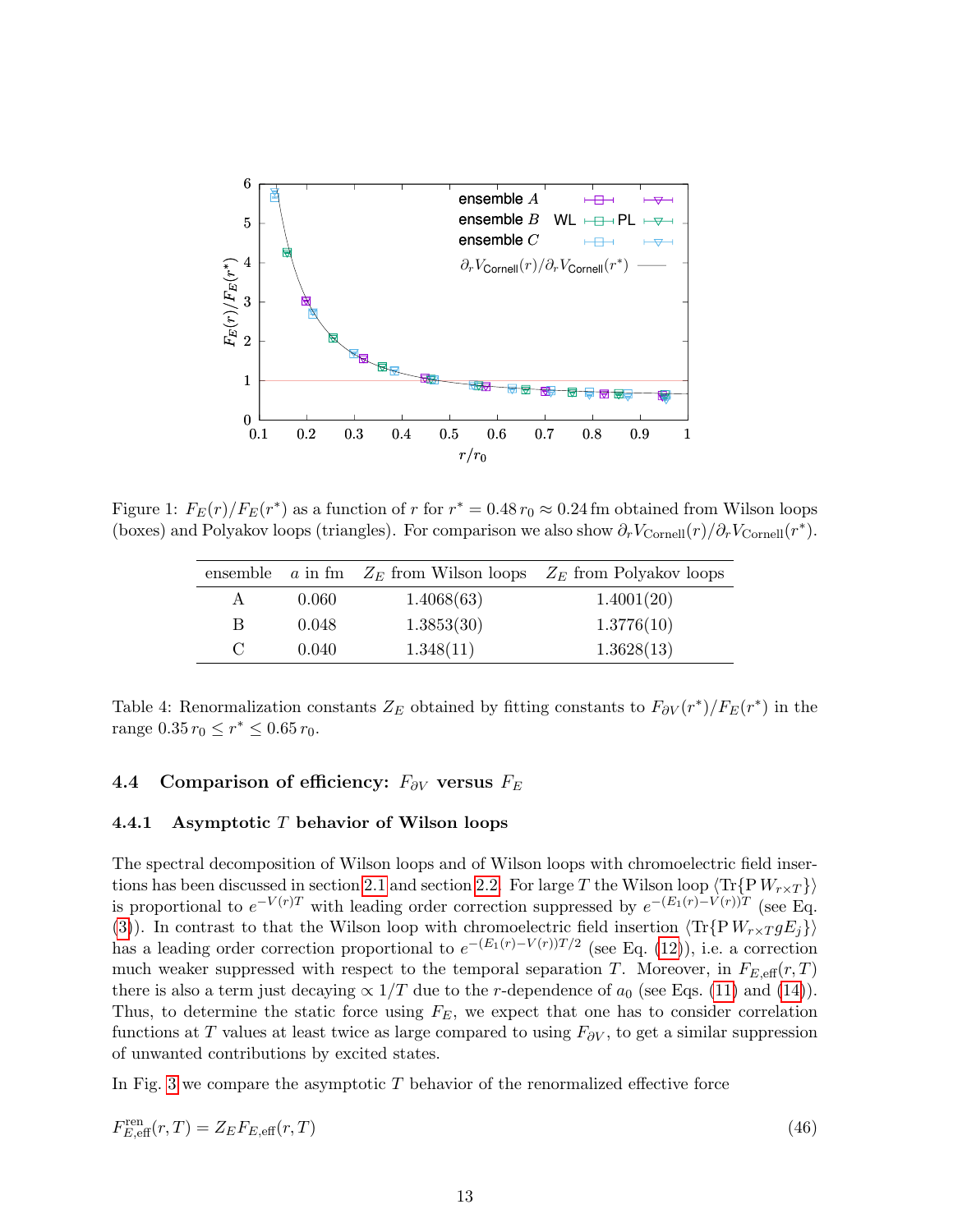Figure 1: $F_E(r)/F_E(r^*)$ as a function of $r$ for $r^* = 0.48\, r_0 \approx 0.24\,\text{fm}$ obtained from Wilson loops (boxes) and Polyakov loops (triangles). For comparison we also show $\partial_r V_{\text{Cornell}}(r)/\partial_r V_{\text{Cornell}}(r^*)$.

| ensemble | $a$ in fm | $Z_E$ from Wilson loops | $Z_E$ from Polyakov loops |
|---|---|---|---|
| A | 0.060 | 1.4068(63) | 1.4001(20) |
| B | 0.048 | 1.3853(30) | 1.3776(10) |
| C | 0.040 | 1.348(11) | 1.3628(13) |

Table 4: Renormalization constants $Z_E$ obtained by fitting constants to $F_{\partial V}(r^*)/F_E(r^*)$ in the range $0.35\, r_0 \leq r^* \leq 0.65\, r_0$.

### 4.4 Comparison of efficiency: $F_{\partial V}$ versus $F_E$

#### 4.4.1 Asymptotic $T$ behavior of Wilson loops

The spectral decomposition of Wilson loops and of Wilson loops with chromoelectric field insertions has been discussed in section 2.1 and section 2.2. For large $T$ the Wilson loop $\langle \text{Tr}\{\text{P}\, W_{r\times T}\}\rangle$ is proportional to $e^{-V(r)T}$ with leading order correction suppressed by $e^{-(E_1(r)-V(r))T}$ (see Eq. (3)). In contrast to that the Wilson loop with chromoelectric field insertion $\langle \text{Tr}\{\text{P}\, W_{r\times T} gE_j\}\rangle$ has a leading order correction proportional to $e^{-(E_1(r)-V(r))T/2}$ (see Eq. (12)), i.e. a correction much weaker suppressed with respect to the temporal separation $T$. Moreover, in $F_{E,\text{eff}}(r,T)$ there is also a term just decaying $\propto 1/T$ due to the $r$-dependence of $a_0$ (see Eqs. (11) and (14)). Thus, to determine the static force using $F_E$, we expect that one has to consider correlation functions at $T$ values at least twice as large compared to using $F_{\partial V}$, to get a similar suppression of unwanted contributions by excited states.

In Fig. 3 we compare the asymptotic $T$ behavior of the renormalized effective force

$$F^{\text{ren}}_{E,\text{eff}}(r,T) = Z_E F_{E,\text{eff}}(r,T) \tag{46}$$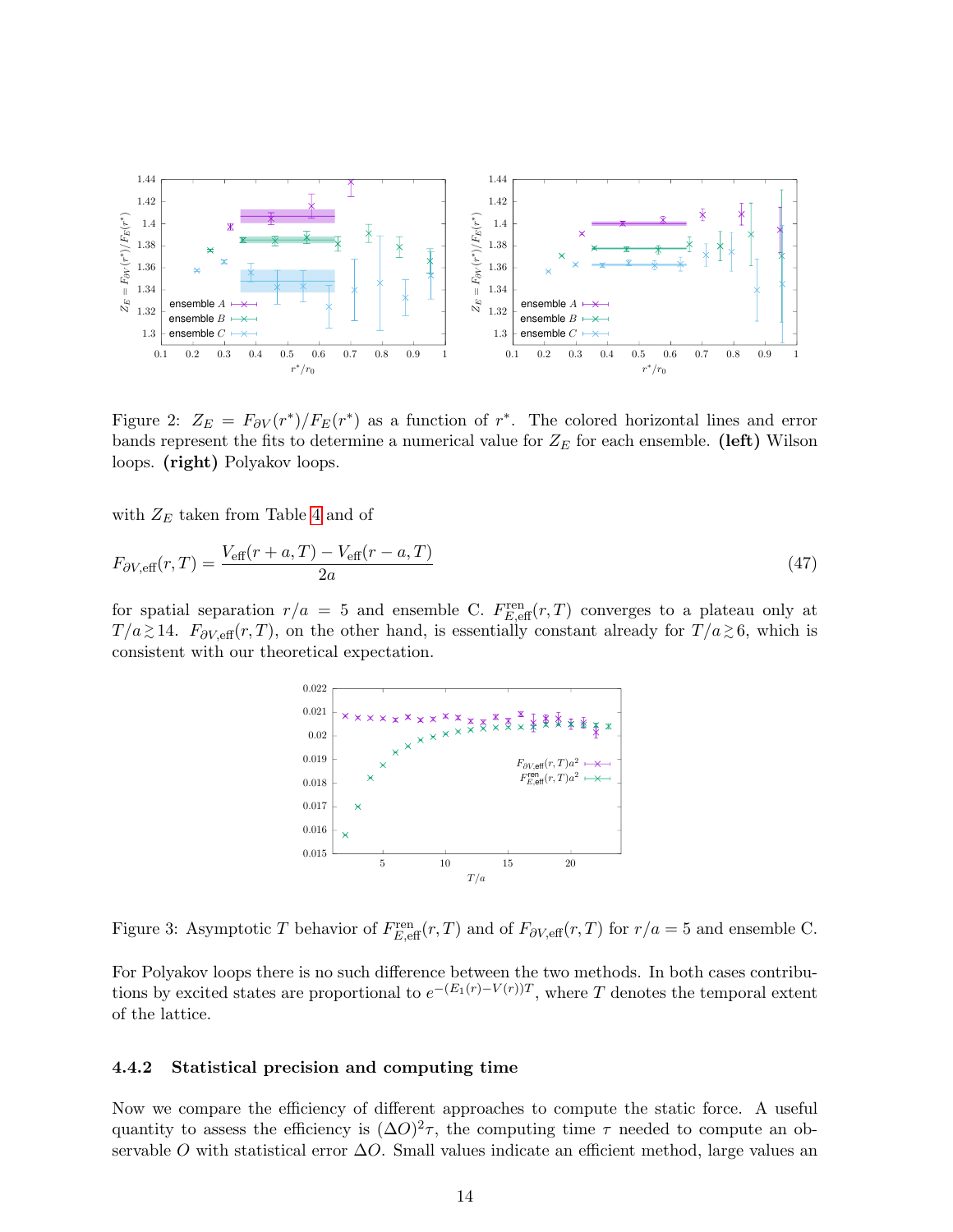Figure 2: $Z_E = F_{\partial V}(r^*)/F_E(r^*)$ as a function of $r^*$. The colored horizontal lines and error bands represent the fits to determine a numerical value for $Z_E$ for each ensemble. **(left)** Wilson loops. **(right)** Polyakov loops.

with $Z_E$ taken from Table 4 and of

$$F_{\partial V,\mathrm{eff}}(r,T) = \frac{V_{\mathrm{eff}}(r+a,T) - V_{\mathrm{eff}}(r-a,T)}{2a} \tag{47}$$

for spatial separation $r/a = 5$ and ensemble C. $F^{\mathrm{ren}}_{E,\mathrm{eff}}(r,T)$ converges to a plateau only at $T/a \gtrsim 14$. $F_{\partial V,\mathrm{eff}}(r,T)$, on the other hand, is essentially constant already for $T/a \gtrsim 6$, which is consistent with our theoretical expectation.

Figure 3: Asymptotic $T$ behavior of $F^{\mathrm{ren}}_{E,\mathrm{eff}}(r,T)$ and of $F_{\partial V,\mathrm{eff}}(r,T)$ for $r/a = 5$ and ensemble C.

For Polyakov loops there is no such difference between the two methods. In both cases contributions by excited states are proportional to $e^{-(E_1(r)-V(r))T}$, where $T$ denotes the temporal extent of the lattice.

#### 4.4.2 Statistical precision and computing time

Now we compare the efficiency of different approaches to compute the static force. A useful quantity to assess the efficiency is $(\Delta O)^2\tau$, the computing time $\tau$ needed to compute an observable $O$ with statistical error $\Delta O$. Small values indicate an efficient method, large values an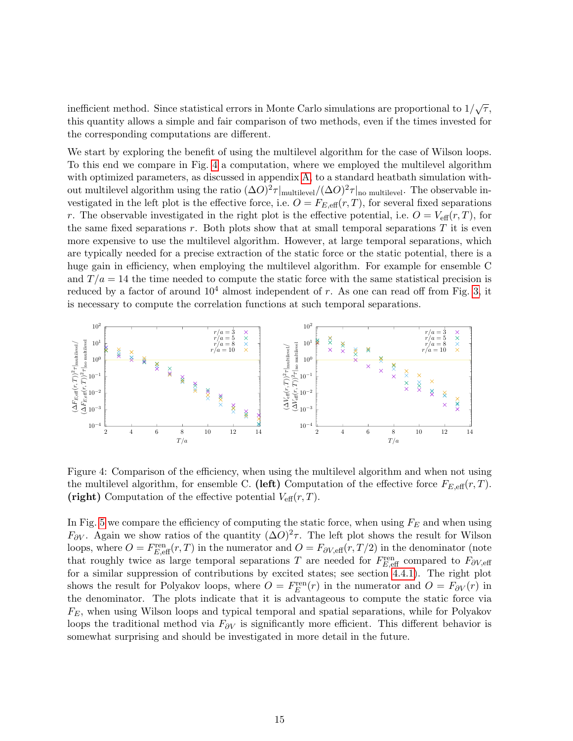inefficient method. Since statistical errors in Monte Carlo simulations are proportional to $1/\sqrt{\tau}$, this quantity allows a simple and fair comparison of two methods, even if the times invested for the corresponding computations are different.

We start by exploring the benefit of using the multilevel algorithm for the case of Wilson loops. To this end we compare in Fig. 4 a computation, where we employed the multilevel algorithm with optimized parameters, as discussed in appendix A, to a standard heatbath simulation without multilevel algorithm using the ratio $(\Delta O)^2\tau|_{\text{multilevel}}/(\Delta O)^2\tau|_{\text{no multilevel}}$. The observable investigated in the left plot is the effective force, i.e. $O = F_{E,\text{eff}}(r,T)$, for several fixed separations $r$. The observable investigated in the right plot is the effective potential, i.e. $O = V_{\text{eff}}(r,T)$, for the same fixed separations $r$. Both plots show that at small temporal separations $T$ it is even more expensive to use the multilevel algorithm. However, at large temporal separations, which are typically needed for a precise extraction of the static force or the static potential, there is a huge gain in efficiency, when employing the multilevel algorithm. For example for ensemble C and $T/a = 14$ the time needed to compute the static force with the same statistical precision is reduced by a factor of around $10^4$ almost independent of $r$. As one can read off from Fig. 3, it is necessary to compute the correlation functions at such temporal separations.

Figure 4: Comparison of the efficiency, when using the multilevel algorithm and when not using the multilevel algorithm, for ensemble C. **(left)** Computation of the effective force $F_{E,\text{eff}}(r,T)$. **(right)** Computation of the effective potential $V_{\text{eff}}(r,T)$.

In Fig. 5 we compare the efficiency of computing the static force, when using $F_E$ and when using $F_{\partial V}$. Again we show ratios of the quantity $(\Delta O)^2\tau$. The left plot shows the result for Wilson loops, where $O = F^{\text{ren}}_{E,\text{eff}}(r,T)$ in the numerator and $O = F_{\partial V,\text{eff}}(r,T/2)$ in the denominator (note that roughly twice as large temporal separations $T$ are needed for $F^{\text{ren}}_{E,\text{eff}}$ compared to $F_{\partial V,\text{eff}}$ for a similar suppression of contributions by excited states; see section 4.4.1). The right plot shows the result for Polyakov loops, where $O = F^{\text{ren}}_E(r)$ in the numerator and $O = F_{\partial V}(r)$ in the denominator. The plots indicate that it is advantageous to compute the static force via $F_E$, when using Wilson loops and typical temporal and spatial separations, while for Polyakov loops the traditional method via $F_{\partial V}$ is significantly more efficient. This different behavior is somewhat surprising and should be investigated in more detail in the future.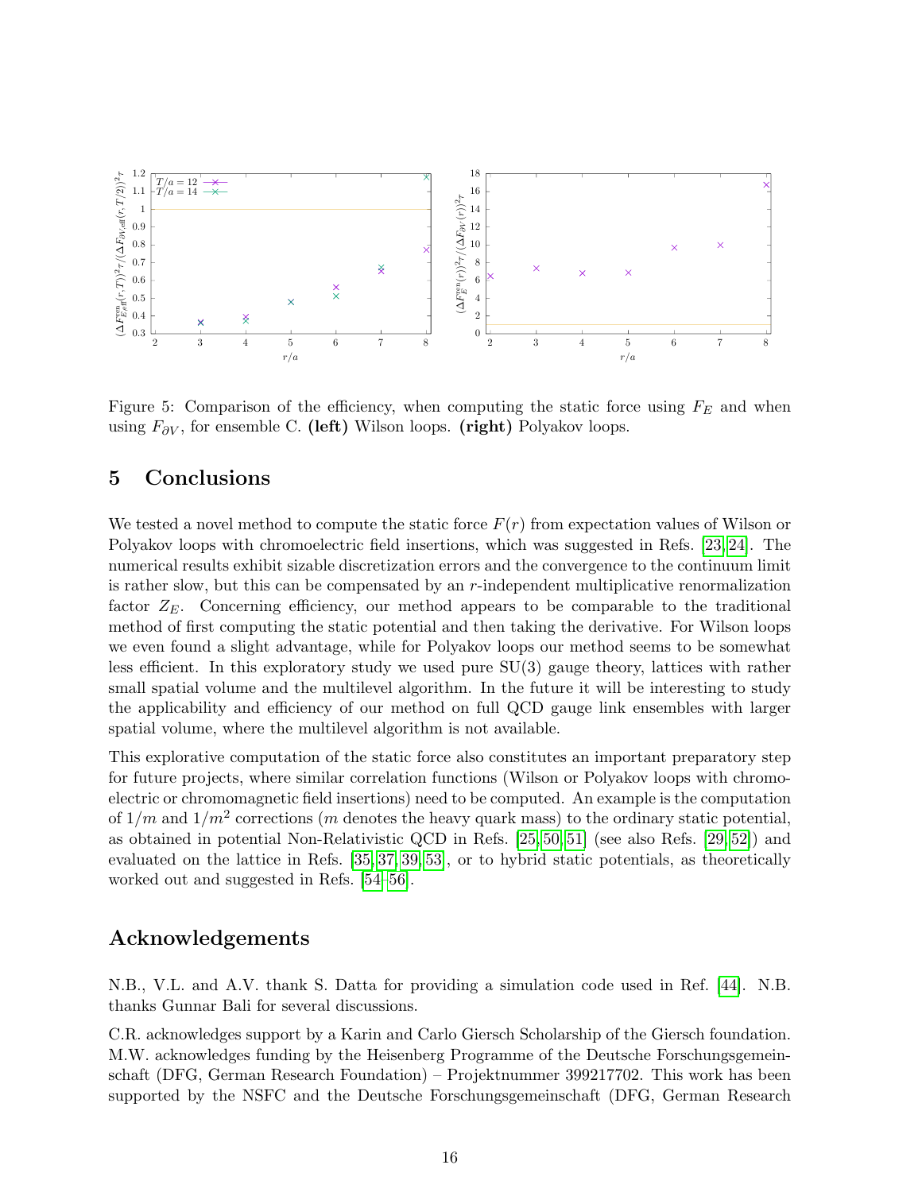Figure 5: Comparison of the efficiency, when computing the static force using $F_E$ and when using $F_{\partial V}$, for ensemble C. **(left)** Wilson loops. **(right)** Polyakov loops.

## 5 Conclusions

We tested a novel method to compute the static force $F(r)$ from expectation values of Wilson or Polyakov loops with chromoelectric field insertions, which was suggested in Refs. [23, 24]. The numerical results exhibit sizable discretization errors and the convergence to the continuum limit is rather slow, but this can be compensated by an $r$-independent multiplicative renormalization factor $Z_E$. Concerning efficiency, our method appears to be comparable to the traditional method of first computing the static potential and then taking the derivative. For Wilson loops we even found a slight advantage, while for Polyakov loops our method seems to be somewhat less efficient. In this exploratory study we used pure SU(3) gauge theory, lattices with rather small spatial volume and the multilevel algorithm. In the future it will be interesting to study the applicability and efficiency of our method on full QCD gauge link ensembles with larger spatial volume, where the multilevel algorithm is not available.

This explorative computation of the static force also constitutes an important preparatory step for future projects, where similar correlation functions (Wilson or Polyakov loops with chromoelectric or chromomagnetic field insertions) need to be computed. An example is the computation of $1/m$ and $1/m^2$ corrections ($m$ denotes the heavy quark mass) to the ordinary static potential, as obtained in potential Non-Relativistic QCD in Refs. [25, 50, 51] (see also Refs. [29, 52]) and evaluated on the lattice in Refs. [35, 37, 39, 53], or to hybrid static potentials, as theoretically worked out and suggested in Refs. [54–56].

## Acknowledgements

N.B., V.L. and A.V. thank S. Datta for providing a simulation code used in Ref. [44]. N.B. thanks Gunnar Bali for several discussions.

C.R. acknowledges support by a Karin and Carlo Giersch Scholarship of the Giersch foundation. M.W. acknowledges funding by the Heisenberg Programme of the Deutsche Forschungsgemeinschaft (DFG, German Research Foundation) – Projektnummer 399217702. This work has been supported by the NSFC and the Deutsche Forschungsgemeinschaft (DFG, German Research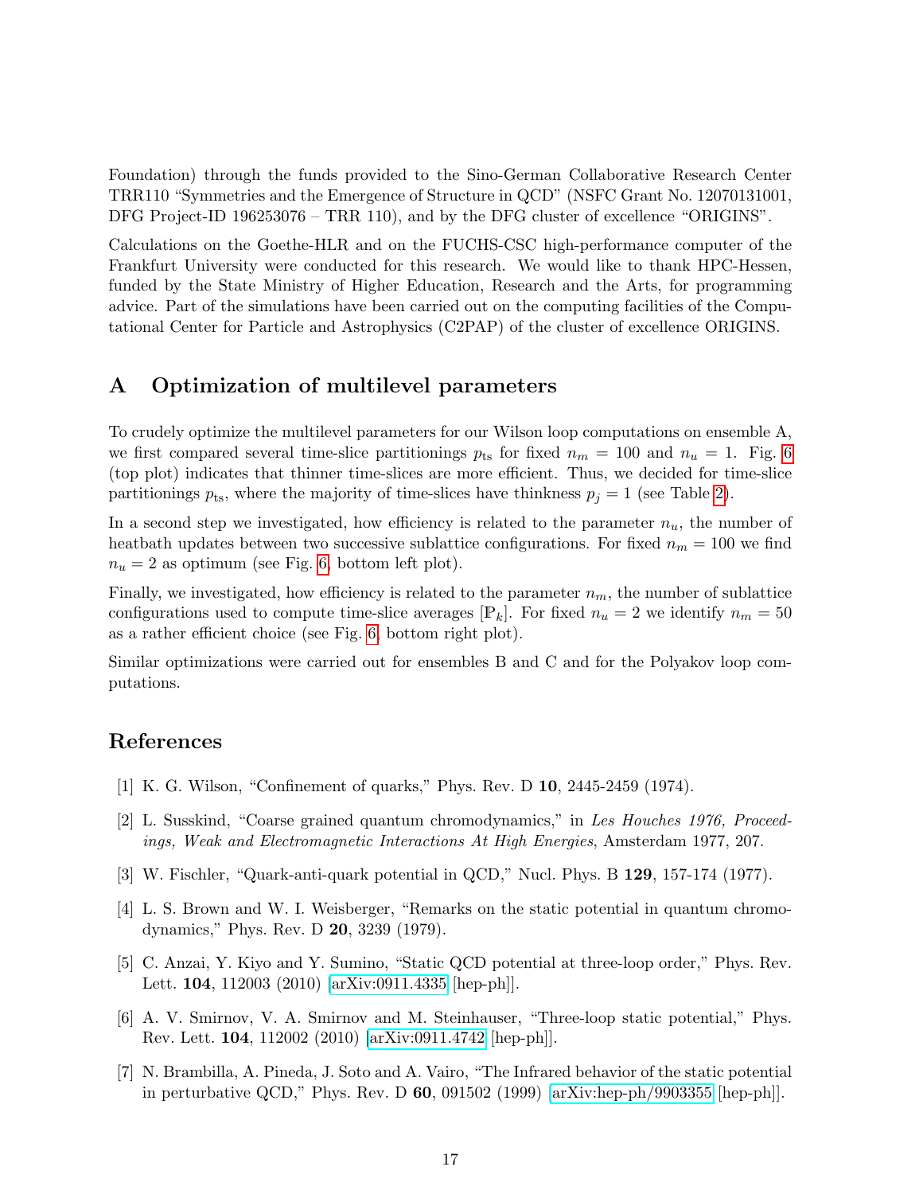Foundation) through the funds provided to the Sino-German Collaborative Research Center TRR110 "Symmetries and the Emergence of Structure in QCD" (NSFC Grant No. 12070131001, DFG Project-ID 196253076 – TRR 110), and by the DFG cluster of excellence "ORIGINS".

Calculations on the Goethe-HLR and on the FUCHS-CSC high-performance computer of the Frankfurt University were conducted for this research. We would like to thank HPC-Hessen, funded by the State Ministry of Higher Education, Research and the Arts, for programming advice. Part of the simulations have been carried out on the computing facilities of the Computational Center for Particle and Astrophysics (C2PAP) of the cluster of excellence ORIGINS.

## A Optimization of multilevel parameters

To crudely optimize the multilevel parameters for our Wilson loop computations on ensemble A, we first compared several time-slice partitionings $p_{\mathrm{ts}}$ for fixed $n_m = 100$ and $n_u = 1$. Fig. 6 (top plot) indicates that thinner time-slices are more efficient. Thus, we decided for time-slice partitionings $p_{\mathrm{ts}}$, where the majority of time-slices have thinkness $p_j = 1$ (see Table 2).

In a second step we investigated, how efficiency is related to the parameter $n_u$, the number of heatbath updates between two successive sublattice configurations. For fixed $n_m = 100$ we find $n_u = 2$ as optimum (see Fig. 6, bottom left plot).

Finally, we investigated, how efficiency is related to the parameter $n_m$, the number of sublattice configurations used to compute time-slice averages $[\mathbb{P}_k]$. For fixed $n_u = 2$ we identify $n_m = 50$ as a rather efficient choice (see Fig. 6, bottom right plot).

Similar optimizations were carried out for ensembles B and C and for the Polyakov loop computations.

## References

[1] K. G. Wilson, "Confinement of quarks," Phys. Rev. D **10**, 2445-2459 (1974).

[2] L. Susskind, "Coarse grained quantum chromodynamics," in *Les Houches 1976, Proceedings, Weak and Electromagnetic Interactions At High Energies*, Amsterdam 1977, 207.

[3] W. Fischler, "Quark-anti-quark potential in QCD," Nucl. Phys. B **129**, 157-174 (1977).

[4] L. S. Brown and W. I. Weisberger, "Remarks on the static potential in quantum chromodynamics," Phys. Rev. D **20**, 3239 (1979).

[5] C. Anzai, Y. Kiyo and Y. Sumino, "Static QCD potential at three-loop order," Phys. Rev. Lett. **104**, 112003 (2010) [arXiv:0911.4335 [hep-ph]].

[6] A. V. Smirnov, V. A. Smirnov and M. Steinhauser, "Three-loop static potential," Phys. Rev. Lett. **104**, 112002 (2010) [arXiv:0911.4742 [hep-ph]].

[7] N. Brambilla, A. Pineda, J. Soto and A. Vairo, "The Infrared behavior of the static potential in perturbative QCD," Phys. Rev. D **60**, 091502 (1999) [arXiv:hep-ph/9903355 [hep-ph]].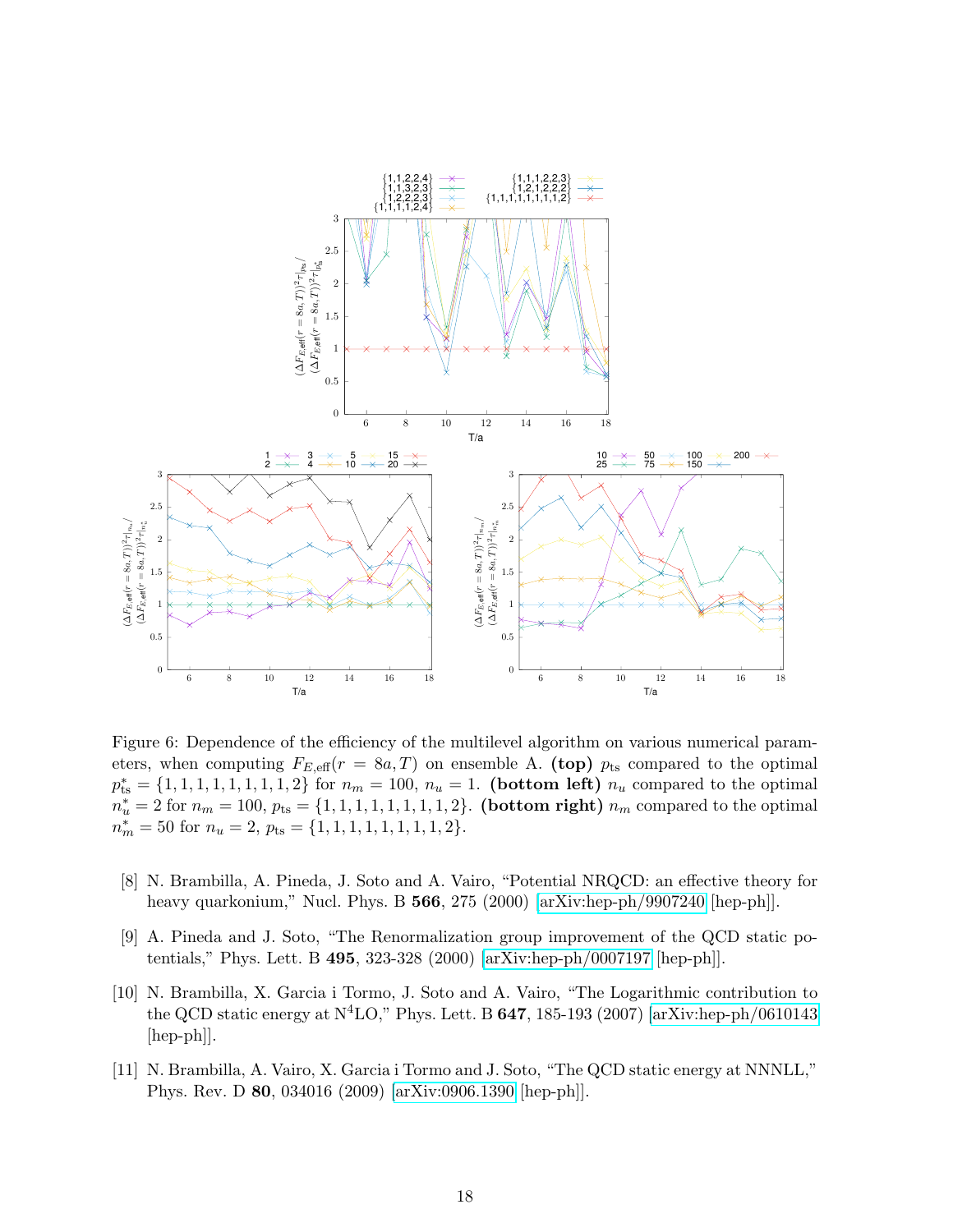Figure 6: Dependence of the efficiency of the multilevel algorithm on various numerical parameters, when computing $F_{E,\text{eff}}(r = 8a, T)$ on ensemble A. **(top)** $p_{\text{ts}}$ compared to the optimal $p^*_{\text{ts}} = \{1,1,1,1,1,1,1,1,1,2\}$ for $n_m = 100$, $n_u = 1$. **(bottom left)** $n_u$ compared to the optimal $n^*_u = 2$ for $n_m = 100$, $p_{\text{ts}} = \{1,1,1,1,1,1,1,1,1,2\}$. **(bottom right)** $n_m$ compared to the optimal $n^*_m = 50$ for $n_u = 2$, $p_{\text{ts}} = \{1,1,1,1,1,1,1,1,1,2\}$.

[8] N. Brambilla, A. Pineda, J. Soto and A. Vairo, "Potential NRQCD: an effective theory for heavy quarkonium," Nucl. Phys. B **566**, 275 (2000) [arXiv:hep-ph/9907240 [hep-ph]].

[9] A. Pineda and J. Soto, "The Renormalization group improvement of the QCD static potentials," Phys. Lett. B **495**, 323-328 (2000) [arXiv:hep-ph/0007197 [hep-ph]].

[10] N. Brambilla, X. Garcia i Tormo, J. Soto and A. Vairo, "The Logarithmic contribution to the QCD static energy at N$^4$LO," Phys. Lett. B **647**, 185-193 (2007) [arXiv:hep-ph/0610143 [hep-ph]].

[11] N. Brambilla, A. Vairo, X. Garcia i Tormo and J. Soto, "The QCD static energy at NNNLL," Phys. Rev. D **80**, 034016 (2009) [arXiv:0906.1390 [hep-ph]].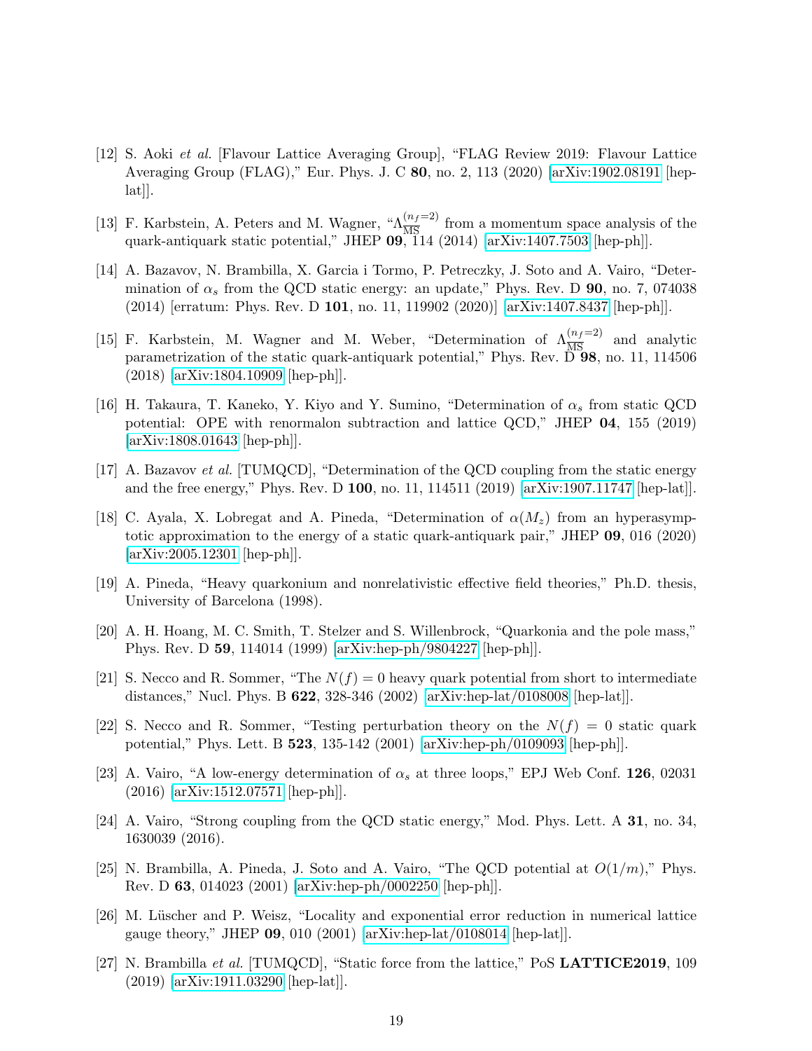[12] S. Aoki *et al.* [Flavour Lattice Averaging Group], "FLAG Review 2019: Flavour Lattice Averaging Group (FLAG)," Eur. Phys. J. C **80**, no. 2, 113 (2020) [arXiv:1902.08191 [hep-lat]].

[13] F. Karbstein, A. Peters and M. Wagner, "$\Lambda_{\overline{\rm MS}}^{(n_f=2)}$ from a momentum space analysis of the quark-antiquark static potential," JHEP **09**, 114 (2014) [arXiv:1407.7503 [hep-ph]].

[14] A. Bazavov, N. Brambilla, X. Garcia i Tormo, P. Petreczky, J. Soto and A. Vairo, "Determination of $\alpha_s$ from the QCD static energy: an update," Phys. Rev. D **90**, no. 7, 074038 (2014) [erratum: Phys. Rev. D **101**, no. 11, 119902 (2020)] [arXiv:1407.8437 [hep-ph]].

[15] F. Karbstein, M. Wagner and M. Weber, "Determination of $\Lambda_{\overline{\rm MS}}^{(n_f=2)}$ and analytic parametrization of the static quark-antiquark potential," Phys. Rev. D **98**, no. 11, 114506 (2018) [arXiv:1804.10909 [hep-ph]].

[16] H. Takaura, T. Kaneko, Y. Kiyo and Y. Sumino, "Determination of $\alpha_s$ from static QCD potential: OPE with renormalon subtraction and lattice QCD," JHEP **04**, 155 (2019) [arXiv:1808.01643 [hep-ph]].

[17] A. Bazavov *et al.* [TUMQCD], "Determination of the QCD coupling from the static energy and the free energy," Phys. Rev. D **100**, no. 11, 114511 (2019) [arXiv:1907.11747 [hep-lat]].

[18] C. Ayala, X. Lobregat and A. Pineda, "Determination of $\alpha(M_z)$ from an hyperasymptotic approximation to the energy of a static quark-antiquark pair," JHEP **09**, 016 (2020) [arXiv:2005.12301 [hep-ph]].

[19] A. Pineda, "Heavy quarkonium and nonrelativistic effective field theories," Ph.D. thesis, University of Barcelona (1998).

[20] A. H. Hoang, M. C. Smith, T. Stelzer and S. Willenbrock, "Quarkonia and the pole mass," Phys. Rev. D **59**, 114014 (1999) [arXiv:hep-ph/9804227 [hep-ph]].

[21] S. Necco and R. Sommer, "The $N(f) = 0$ heavy quark potential from short to intermediate distances," Nucl. Phys. B **622**, 328-346 (2002) [arXiv:hep-lat/0108008 [hep-lat]].

[22] S. Necco and R. Sommer, "Testing perturbation theory on the $N(f) = 0$ static quark potential," Phys. Lett. B **523**, 135-142 (2001) [arXiv:hep-ph/0109093 [hep-ph]].

[23] A. Vairo, "A low-energy determination of $\alpha_s$ at three loops," EPJ Web Conf. **126**, 02031 (2016) [arXiv:1512.07571 [hep-ph]].

[24] A. Vairo, "Strong coupling from the QCD static energy," Mod. Phys. Lett. A **31**, no. 34, 1630039 (2016).

[25] N. Brambilla, A. Pineda, J. Soto and A. Vairo, "The QCD potential at $O(1/m)$," Phys. Rev. D **63**, 014023 (2001) [arXiv:hep-ph/0002250 [hep-ph]].

[26] M. Lüscher and P. Weisz, "Locality and exponential error reduction in numerical lattice gauge theory," JHEP **09**, 010 (2001) [arXiv:hep-lat/0108014 [hep-lat]].

[27] N. Brambilla *et al.* [TUMQCD], "Static force from the lattice," PoS **LATTICE2019**, 109 (2019) [arXiv:1911.03290 [hep-lat]].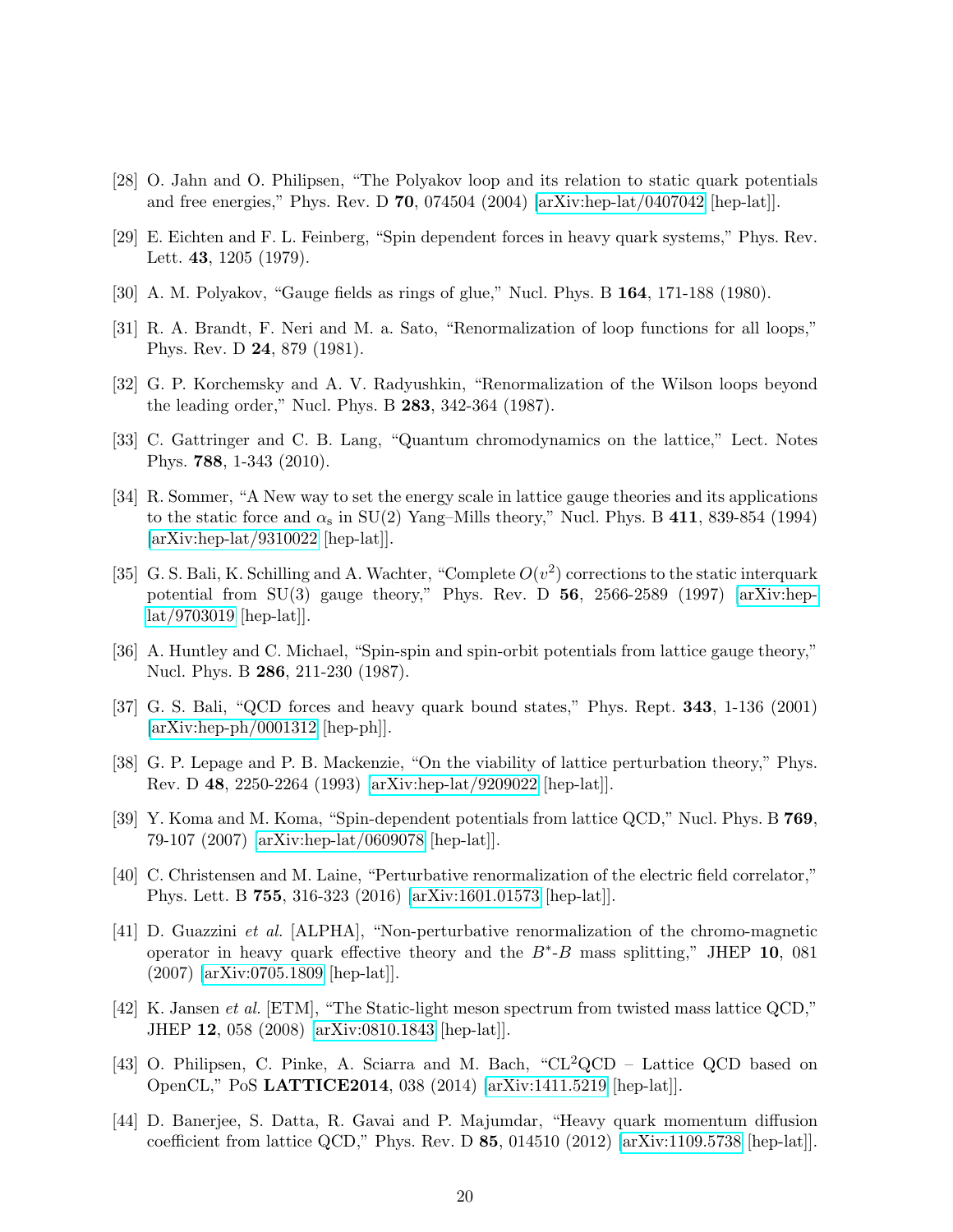[28] O. Jahn and O. Philipsen, "The Polyakov loop and its relation to static quark potentials and free energies," Phys. Rev. D **70**, 074504 (2004) [arXiv:hep-lat/0407042 [hep-lat]].

[29] E. Eichten and F. L. Feinberg, "Spin dependent forces in heavy quark systems," Phys. Rev. Lett. **43**, 1205 (1979).

[30] A. M. Polyakov, "Gauge fields as rings of glue," Nucl. Phys. B **164**, 171-188 (1980).

[31] R. A. Brandt, F. Neri and M. a. Sato, "Renormalization of loop functions for all loops," Phys. Rev. D **24**, 879 (1981).

[32] G. P. Korchemsky and A. V. Radyushkin, "Renormalization of the Wilson loops beyond the leading order," Nucl. Phys. B **283**, 342-364 (1987).

[33] C. Gattringer and C. B. Lang, "Quantum chromodynamics on the lattice," Lect. Notes Phys. **788**, 1-343 (2010).

[34] R. Sommer, "A New way to set the energy scale in lattice gauge theories and its applications to the static force and $\alpha_s$ in SU(2) Yang–Mills theory," Nucl. Phys. B **411**, 839-854 (1994) [arXiv:hep-lat/9310022 [hep-lat]].

[35] G. S. Bali, K. Schilling and A. Wachter, "Complete $O(v^2)$ corrections to the static interquark potential from SU(3) gauge theory," Phys. Rev. D **56**, 2566-2589 (1997) [arXiv:hep-lat/9703019 [hep-lat]].

[36] A. Huntley and C. Michael, "Spin-spin and spin-orbit potentials from lattice gauge theory," Nucl. Phys. B **286**, 211-230 (1987).

[37] G. S. Bali, "QCD forces and heavy quark bound states," Phys. Rept. **343**, 1-136 (2001) [arXiv:hep-ph/0001312 [hep-ph]].

[38] G. P. Lepage and P. B. Mackenzie, "On the viability of lattice perturbation theory," Phys. Rev. D **48**, 2250-2264 (1993) [arXiv:hep-lat/9209022 [hep-lat]].

[39] Y. Koma and M. Koma, "Spin-dependent potentials from lattice QCD," Nucl. Phys. B **769**, 79-107 (2007) [arXiv:hep-lat/0609078 [hep-lat]].

[40] C. Christensen and M. Laine, "Perturbative renormalization of the electric field correlator," Phys. Lett. B **755**, 316-323 (2016) [arXiv:1601.01573 [hep-lat]].

[41] D. Guazzini *et al.* [ALPHA], "Non-perturbative renormalization of the chromo-magnetic operator in heavy quark effective theory and the $B^*$-$B$ mass splitting," JHEP **10**, 081 (2007) [arXiv:0705.1809 [hep-lat]].

[42] K. Jansen *et al.* [ETM], "The Static-light meson spectrum from twisted mass lattice QCD," JHEP **12**, 058 (2008) [arXiv:0810.1843 [hep-lat]].

[43] O. Philipsen, C. Pinke, A. Sciarra and M. Bach, "CL$^2$QCD – Lattice QCD based on OpenCL," PoS **LATTICE2014**, 038 (2014) [arXiv:1411.5219 [hep-lat]].

[44] D. Banerjee, S. Datta, R. Gavai and P. Majumdar, "Heavy quark momentum diffusion coefficient from lattice QCD," Phys. Rev. D **85**, 014510 (2012) [arXiv:1109.5738 [hep-lat]].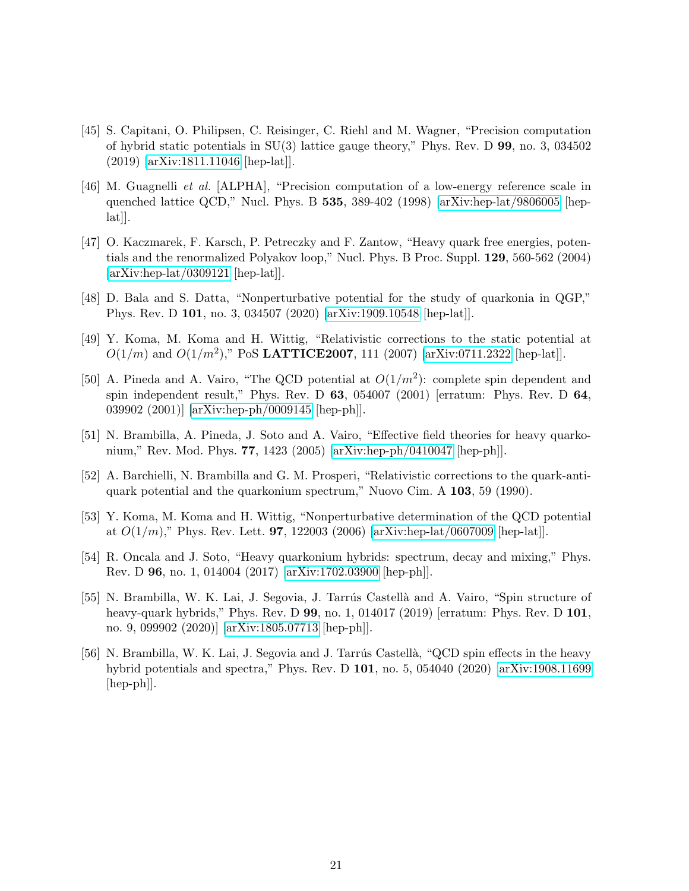[45] S. Capitani, O. Philipsen, C. Reisinger, C. Riehl and M. Wagner, "Precision computation of hybrid static potentials in SU(3) lattice gauge theory," Phys. Rev. D **99**, no. 3, 034502 (2019) [arXiv:1811.11046 [hep-lat]].

[46] M. Guagnelli *et al.* [ALPHA], "Precision computation of a low-energy reference scale in quenched lattice QCD," Nucl. Phys. B **535**, 389-402 (1998) [arXiv:hep-lat/9806005 [hep-lat]].

[47] O. Kaczmarek, F. Karsch, P. Petreczky and F. Zantow, "Heavy quark free energies, potentials and the renormalized Polyakov loop," Nucl. Phys. B Proc. Suppl. **129**, 560-562 (2004) [arXiv:hep-lat/0309121 [hep-lat]].

[48] D. Bala and S. Datta, "Nonperturbative potential for the study of quarkonia in QGP," Phys. Rev. D **101**, no. 3, 034507 (2020) [arXiv:1909.10548 [hep-lat]].

[49] Y. Koma, M. Koma and H. Wittig, "Relativistic corrections to the static potential at $O(1/m)$ and $O(1/m^2)$," PoS **LATTICE2007**, 111 (2007) [arXiv:0711.2322 [hep-lat]].

[50] A. Pineda and A. Vairo, "The QCD potential at $O(1/m^2)$: complete spin dependent and spin independent result," Phys. Rev. D **63**, 054007 (2001) [erratum: Phys. Rev. D **64**, 039902 (2001)] [arXiv:hep-ph/0009145 [hep-ph]].

[51] N. Brambilla, A. Pineda, J. Soto and A. Vairo, "Effective field theories for heavy quarkonium," Rev. Mod. Phys. **77**, 1423 (2005) [arXiv:hep-ph/0410047 [hep-ph]].

[52] A. Barchielli, N. Brambilla and G. M. Prosperi, "Relativistic corrections to the quark-antiquark potential and the quarkonium spectrum," Nuovo Cim. A **103**, 59 (1990).

[53] Y. Koma, M. Koma and H. Wittig, "Nonperturbative determination of the QCD potential at $O(1/m)$," Phys. Rev. Lett. **97**, 122003 (2006) [arXiv:hep-lat/0607009 [hep-lat]].

[54] R. Oncala and J. Soto, "Heavy quarkonium hybrids: spectrum, decay and mixing," Phys. Rev. D **96**, no. 1, 014004 (2017) [arXiv:1702.03900 [hep-ph]].

[55] N. Brambilla, W. K. Lai, J. Segovia, J. Tarrús Castellà and A. Vairo, "Spin structure of heavy-quark hybrids," Phys. Rev. D **99**, no. 1, 014017 (2019) [erratum: Phys. Rev. D **101**, no. 9, 099902 (2020)] [arXiv:1805.07713 [hep-ph]].

[56] N. Brambilla, W. K. Lai, J. Segovia and J. Tarrús Castellà, "QCD spin effects in the heavy hybrid potentials and spectra," Phys. Rev. D **101**, no. 5, 054040 (2020) [arXiv:1908.11699 [hep-ph]].